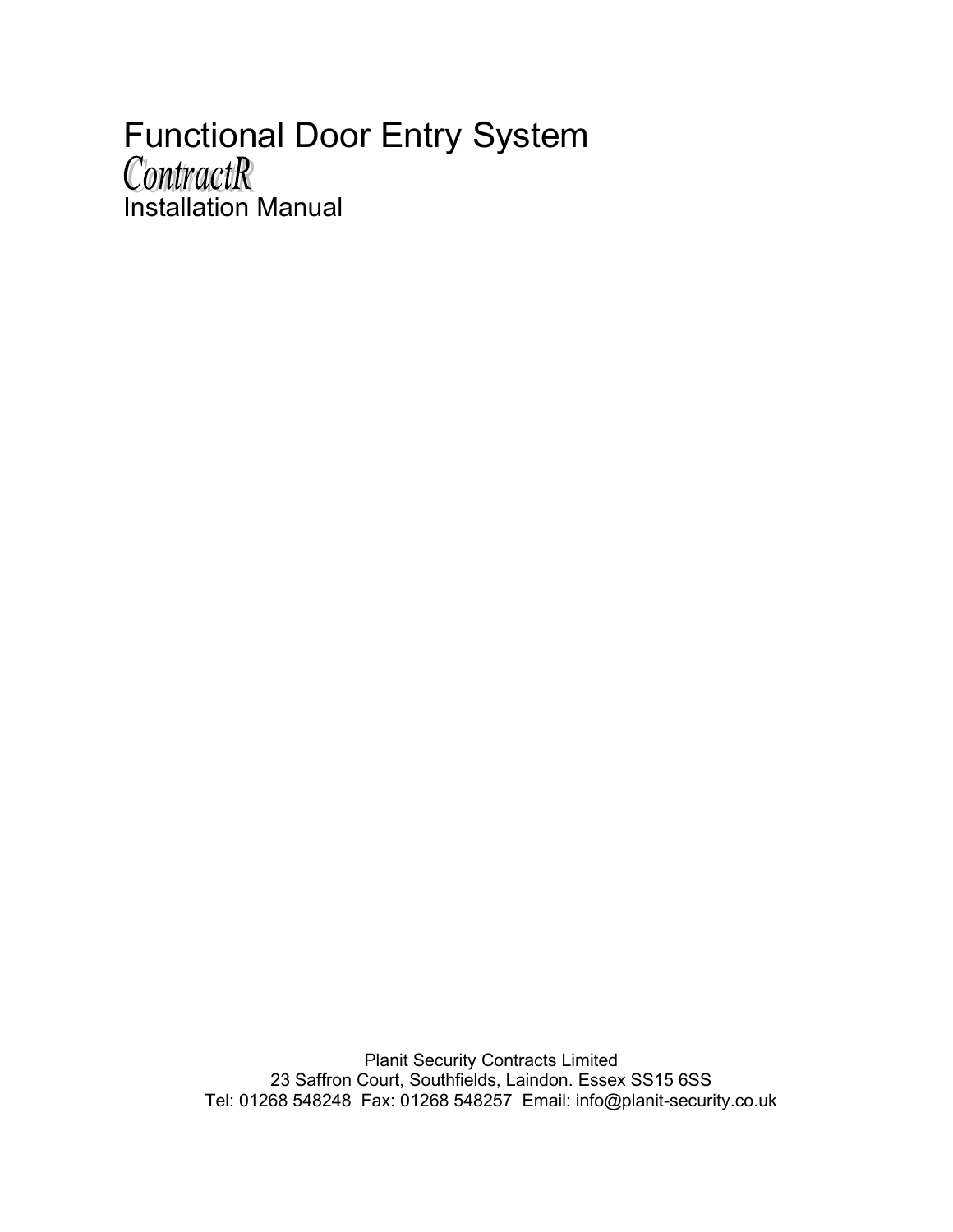# Functional Door Entry System

## *ContractR*

Installation Manual

Planit Security Contracts Limited
23 Saffron Court, Southfields, Laindon. Essex SS15 6SS
Tel: 01268 548248  Fax: 01268 548257  Email: info@planit-security.co.uk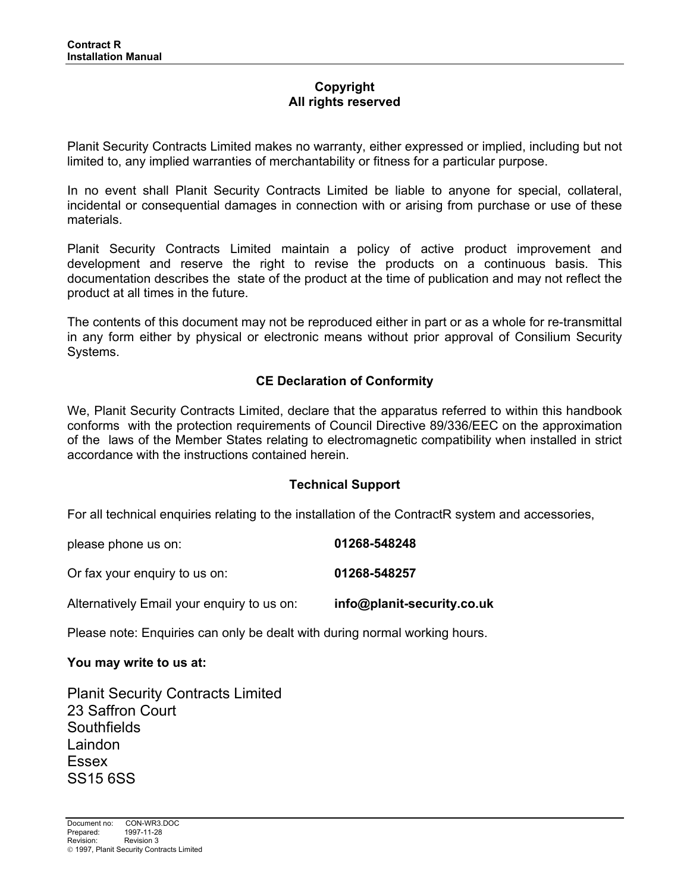## Copyright
## All rights reserved

Planit Security Contracts Limited makes no warranty, either expressed or implied, including but not limited to, any implied warranties of merchantability or fitness for a particular purpose.

In no event shall Planit Security Contracts Limited be liable to anyone for special, collateral, incidental or consequential damages in connection with or arising from purchase or use of these materials.

Planit Security Contracts Limited maintain a policy of active product improvement and development and reserve the right to revise the products on a continuous basis. This documentation describes the state of the product at the time of publication and may not reflect the product at all times in the future.

The contents of this document may not be reproduced either in part or as a whole for re-transmittal in any form either by physical or electronic means without prior approval of Consilium Security Systems.

## CE Declaration of Conformity

We, Planit Security Contracts Limited, declare that the apparatus referred to within this handbook conforms with the protection requirements of Council Directive 89/336/EEC on the approximation of the laws of the Member States relating to electromagnetic compatibility when installed in strict accordance with the instructions contained herein.

## Technical Support

For all technical enquiries relating to the installation of the ContractR system and accessories,

please phone us on: **01268-548248**

Or fax your enquiry to us on: **01268-548257**

Alternatively Email your enquiry to us on: **info@planit-security.co.uk**

Please note: Enquiries can only be dealt with during normal working hours.

**You may write to us at:**

Planit Security Contracts Limited
23 Saffron Court
Southfields
Laindon
Essex
SS15 6SS

Document no: CON-WR3.DOC
Prepared: 1997-11-28
Revision: Revision 3
© 1997, Planit Security Contracts Limited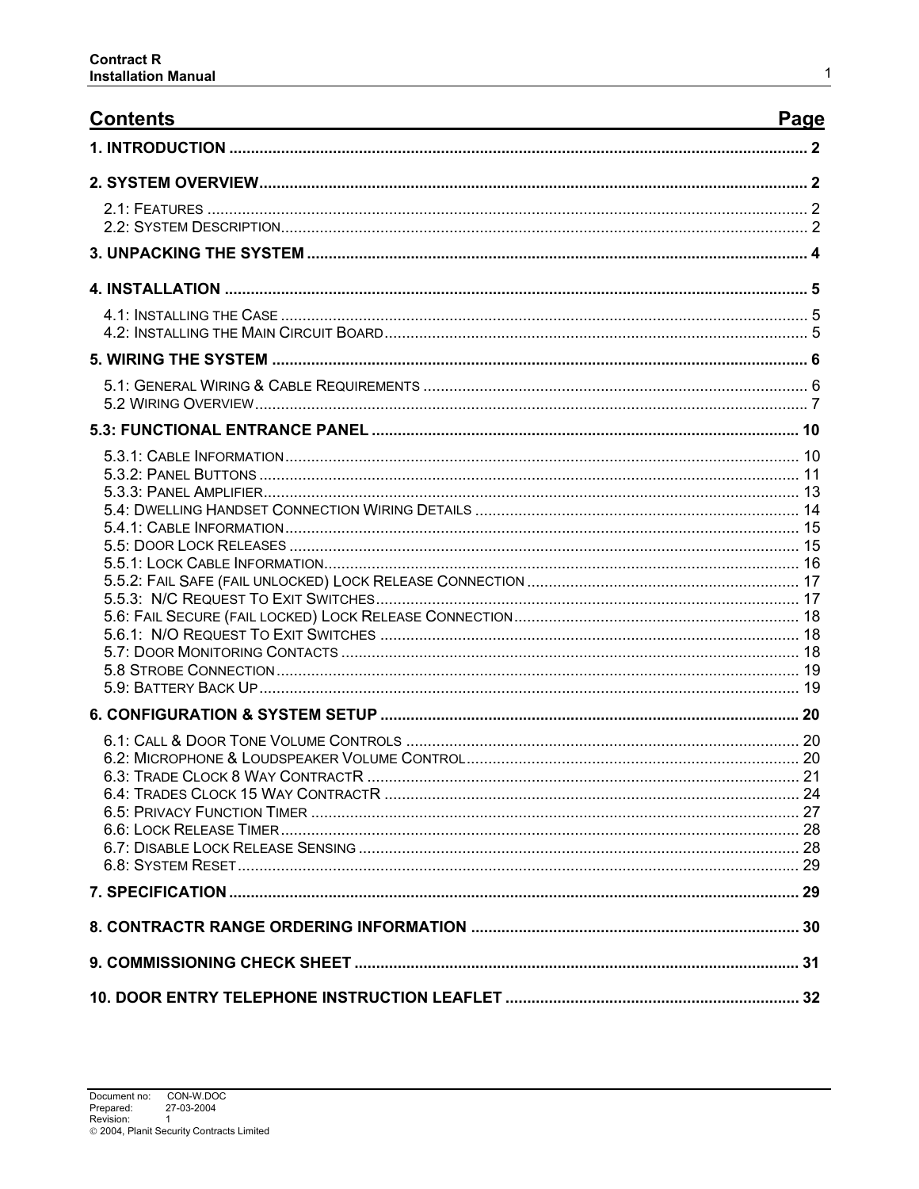## Contents

| Section | Page |
|---|---|
| **1. INTRODUCTION** | **2** |
| **2. SYSTEM OVERVIEW** | **2** |
| 2.1: FEATURES | 2 |
| 2.2: SYSTEM DESCRIPTION | 2 |
| **3. UNPACKING THE SYSTEM** | **4** |
| **4. INSTALLATION** | **5** |
| 4.1: INSTALLING THE CASE | 5 |
| 4.2: INSTALLING THE MAIN CIRCUIT BOARD | 5 |
| **5. WIRING THE SYSTEM** | **6** |
| 5.1: GENERAL WIRING & CABLE REQUIREMENTS | 6 |
| 5.2 WIRING OVERVIEW | 7 |
| **5.3: FUNCTIONAL ENTRANCE PANEL** | **10** |
| 5.3.1: CABLE INFORMATION | 10 |
| 5.3.2: PANEL BUTTONS | 11 |
| 5.3.3: PANEL AMPLIFIER | 13 |
| 5.4: DWELLING HANDSET CONNECTION WIRING DETAILS | 14 |
| 5.4.1: CABLE INFORMATION | 15 |
| 5.5: DOOR LOCK RELEASES | 15 |
| 5.5.1: LOCK CABLE INFORMATION | 16 |
| 5.5.2: FAIL SAFE (FAIL UNLOCKED) LOCK RELEASE CONNECTION | 17 |
| 5.5.3: N/C REQUEST TO EXIT SWITCHES | 17 |
| 5.6: FAIL SECURE (FAIL LOCKED) LOCK RELEASE CONNECTION | 18 |
| 5.6.1: N/O REQUEST TO EXIT SWITCHES | 18 |
| 5.7: DOOR MONITORING CONTACTS | 18 |
| 5.8 STROBE CONNECTION | 19 |
| 5.9: BATTERY BACK UP | 19 |
| **6. CONFIGURATION & SYSTEM SETUP** | **20** |
| 6.1: CALL & DOOR TONE VOLUME CONTROLS | 20 |
| 6.2: MICROPHONE & LOUDSPEAKER VOLUME CONTROL | 20 |
| 6.3: TRADE CLOCK 8 WAY CONTRACTR | 21 |
| 6.4: TRADES CLOCK 15 WAY CONTRACTR | 24 |
| 6.5: PRIVACY FUNCTION TIMER | 27 |
| 6.6: LOCK RELEASE TIMER | 28 |
| 6.7: DISABLE LOCK RELEASE SENSING | 28 |
| 6.8: SYSTEM RESET | 29 |
| **7. SPECIFICATION** | **29** |
| **8. CONTRACTR RANGE ORDERING INFORMATION** | **30** |
| **9. COMMISSIONING CHECK SHEET** | **31** |
| **10. DOOR ENTRY TELEPHONE INSTRUCTION LEAFLET** | **32** |

Document no: CON-W.DOC
Prepared: 27-03-2004
Revision: 1
© 2004, Planit Security Contracts Limited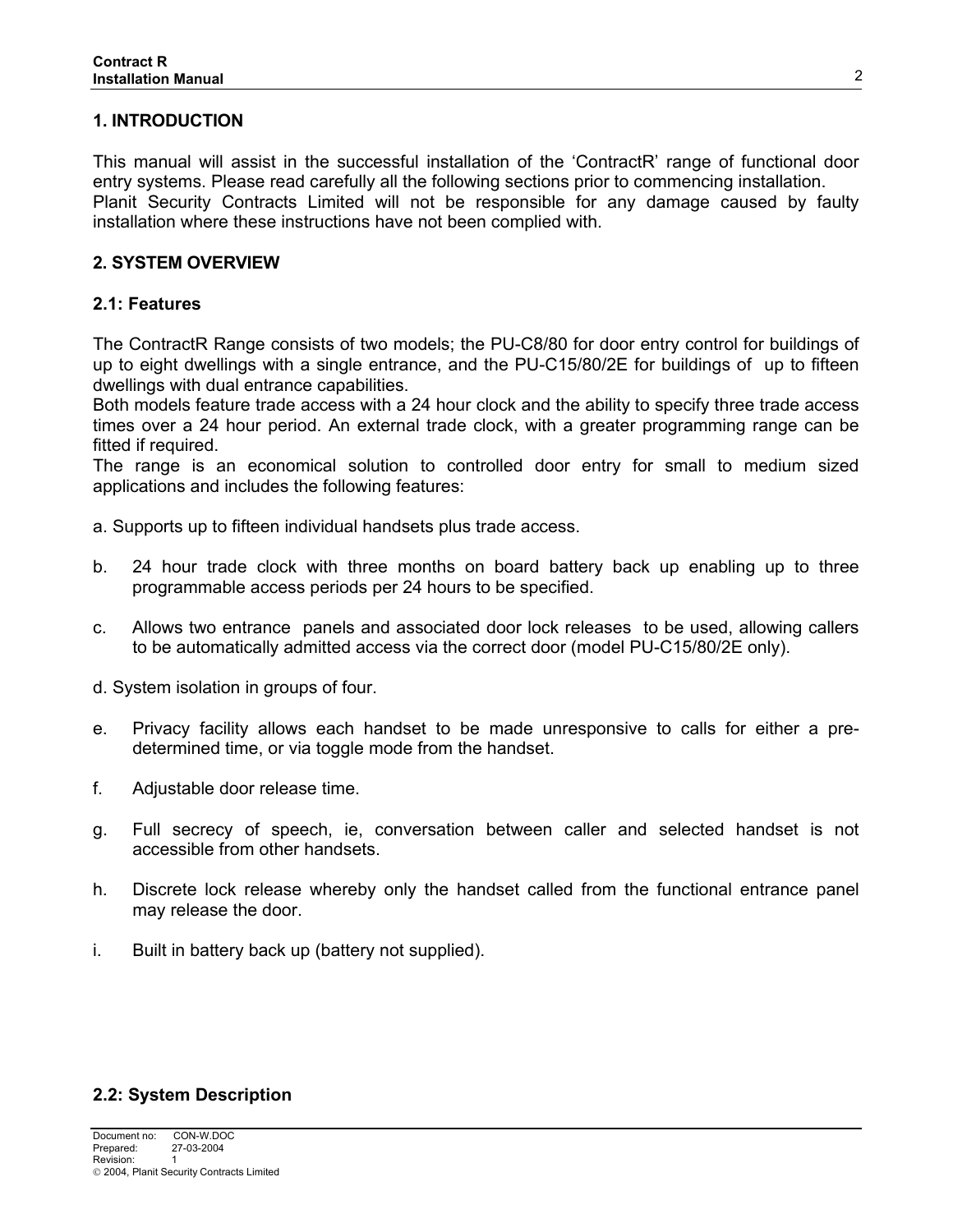## 1. INTRODUCTION

This manual will assist in the successful installation of the 'ContractR' range of functional door entry systems. Please read carefully all the following sections prior to commencing installation.
Planit Security Contracts Limited will not be responsible for any damage caused by faulty installation where these instructions have not been complied with.

## 2. SYSTEM OVERVIEW

### 2.1: Features

The ContractR Range consists of two models; the PU-C8/80 for door entry control for buildings of up to eight dwellings with a single entrance, and the PU-C15/80/2E for buildings of up to fifteen dwellings with dual entrance capabilities.
Both models feature trade access with a 24 hour clock and the ability to specify three trade access times over a 24 hour period. An external trade clock, with a greater programming range can be fitted if required.
The range is an economical solution to controlled door entry for small to medium sized applications and includes the following features:

a. Supports up to fifteen individual handsets plus trade access.

b. 24 hour trade clock with three months on board battery back up enabling up to three programmable access periods per 24 hours to be specified.

c. Allows two entrance panels and associated door lock releases to be used, allowing callers to be automatically admitted access via the correct door (model PU-C15/80/2E only).

d. System isolation in groups of four.

e. Privacy facility allows each handset to be made unresponsive to calls for either a pre-determined time, or via toggle mode from the handset.

f. Adjustable door release time.

g. Full secrecy of speech, ie, conversation between caller and selected handset is not accessible from other handsets.

h. Discrete lock release whereby only the handset called from the functional entrance panel may release the door.

i. Built in battery back up (battery not supplied).

### 2.2: System Description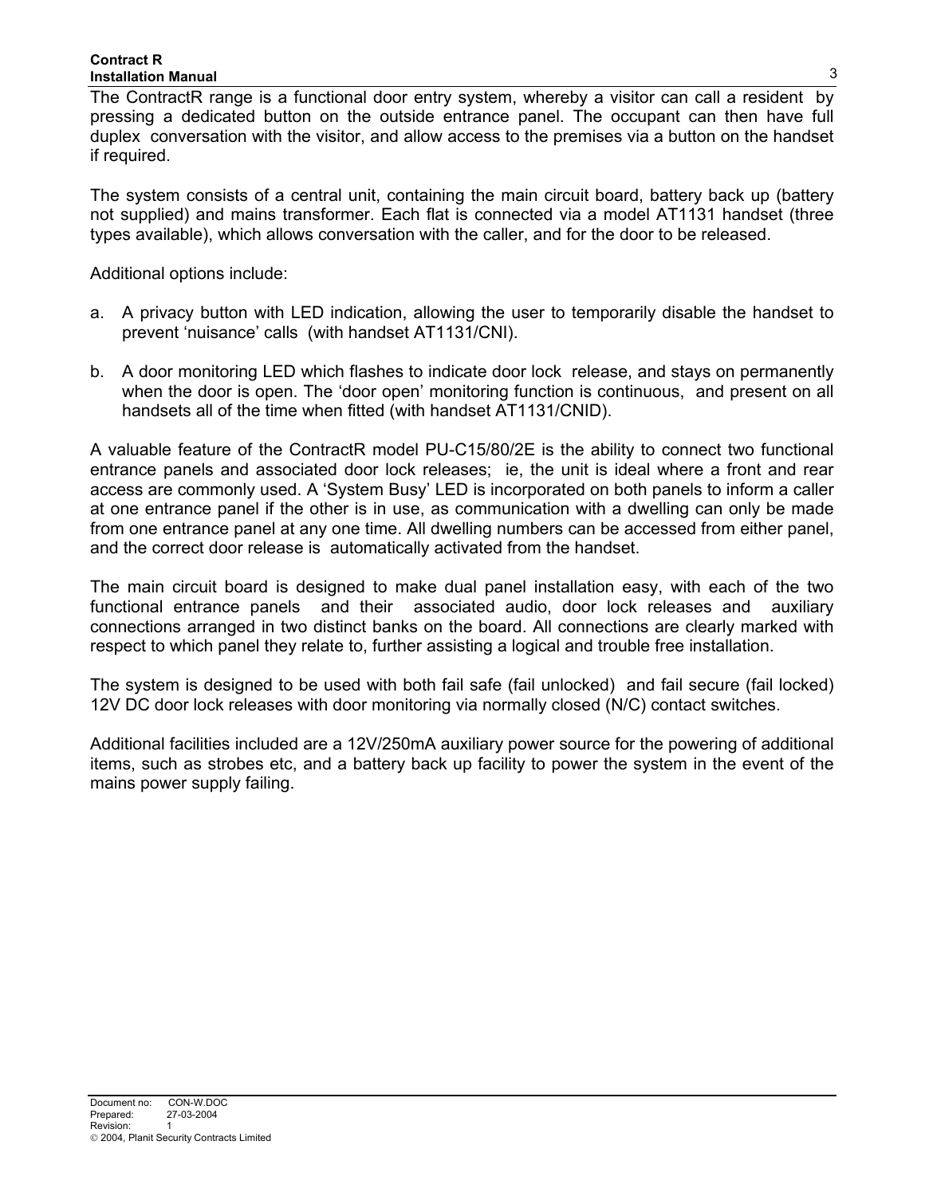The ContractR range is a functional door entry system, whereby a visitor can call a resident by pressing a dedicated button on the outside entrance panel. The occupant can then have full duplex conversation with the visitor, and allow access to the premises via a button on the handset if required.

The system consists of a central unit, containing the main circuit board, battery back up (battery not supplied) and mains transformer. Each flat is connected via a model AT1131 handset (three types available), which allows conversation with the caller, and for the door to be released.

Additional options include:

a. A privacy button with LED indication, allowing the user to temporarily disable the handset to prevent 'nuisance' calls (with handset AT1131/CNI).

b. A door monitoring LED which flashes to indicate door lock release, and stays on permanently when the door is open. The 'door open' monitoring function is continuous, and present on all handsets all of the time when fitted (with handset AT1131/CNID).

A valuable feature of the ContractR model PU-C15/80/2E is the ability to connect two functional entrance panels and associated door lock releases; ie, the unit is ideal where a front and rear access are commonly used. A 'System Busy' LED is incorporated on both panels to inform a caller at one entrance panel if the other is in use, as communication with a dwelling can only be made from one entrance panel at any one time. All dwelling numbers can be accessed from either panel, and the correct door release is automatically activated from the handset.

The main circuit board is designed to make dual panel installation easy, with each of the two functional entrance panels and their associated audio, door lock releases and auxiliary connections arranged in two distinct banks on the board. All connections are clearly marked with respect to which panel they relate to, further assisting a logical and trouble free installation.

The system is designed to be used with both fail safe (fail unlocked) and fail secure (fail locked) 12V DC door lock releases with door monitoring via normally closed (N/C) contact switches.

Additional facilities included are a 12V/250mA auxiliary power source for the powering of additional items, such as strobes etc, and a battery back up facility to power the system in the event of the mains power supply failing.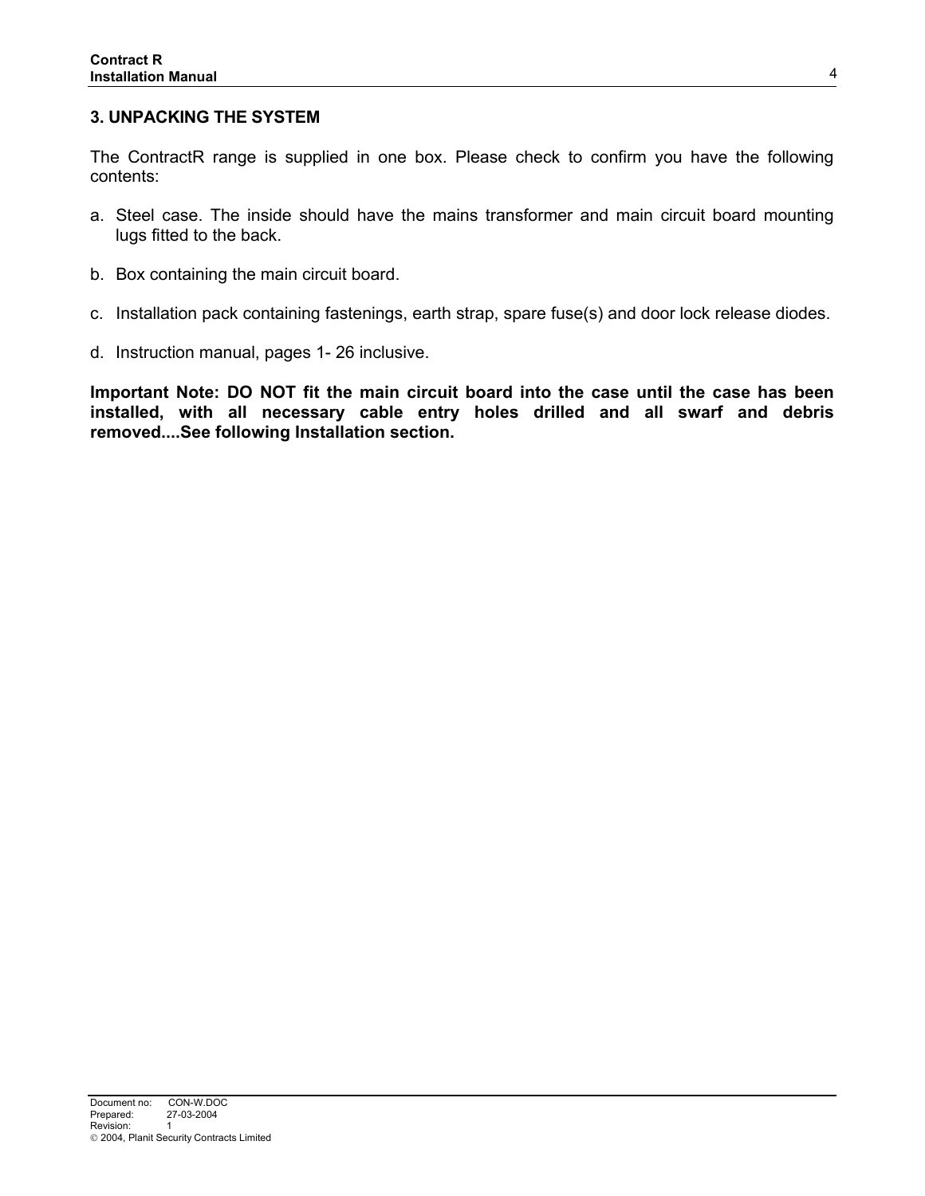## 3. UNPACKING THE SYSTEM

The ContractR range is supplied in one box. Please check to confirm you have the following contents:

a. Steel case. The inside should have the mains transformer and main circuit board mounting lugs fitted to the back.

b. Box containing the main circuit board.

c. Installation pack containing fastenings, earth strap, spare fuse(s) and door lock release diodes.

d. Instruction manual, pages 1- 26 inclusive.

**Important Note: DO NOT fit the main circuit board into the case until the case has been installed, with all necessary cable entry holes drilled and all swarf and debris removed....See following Installation section.**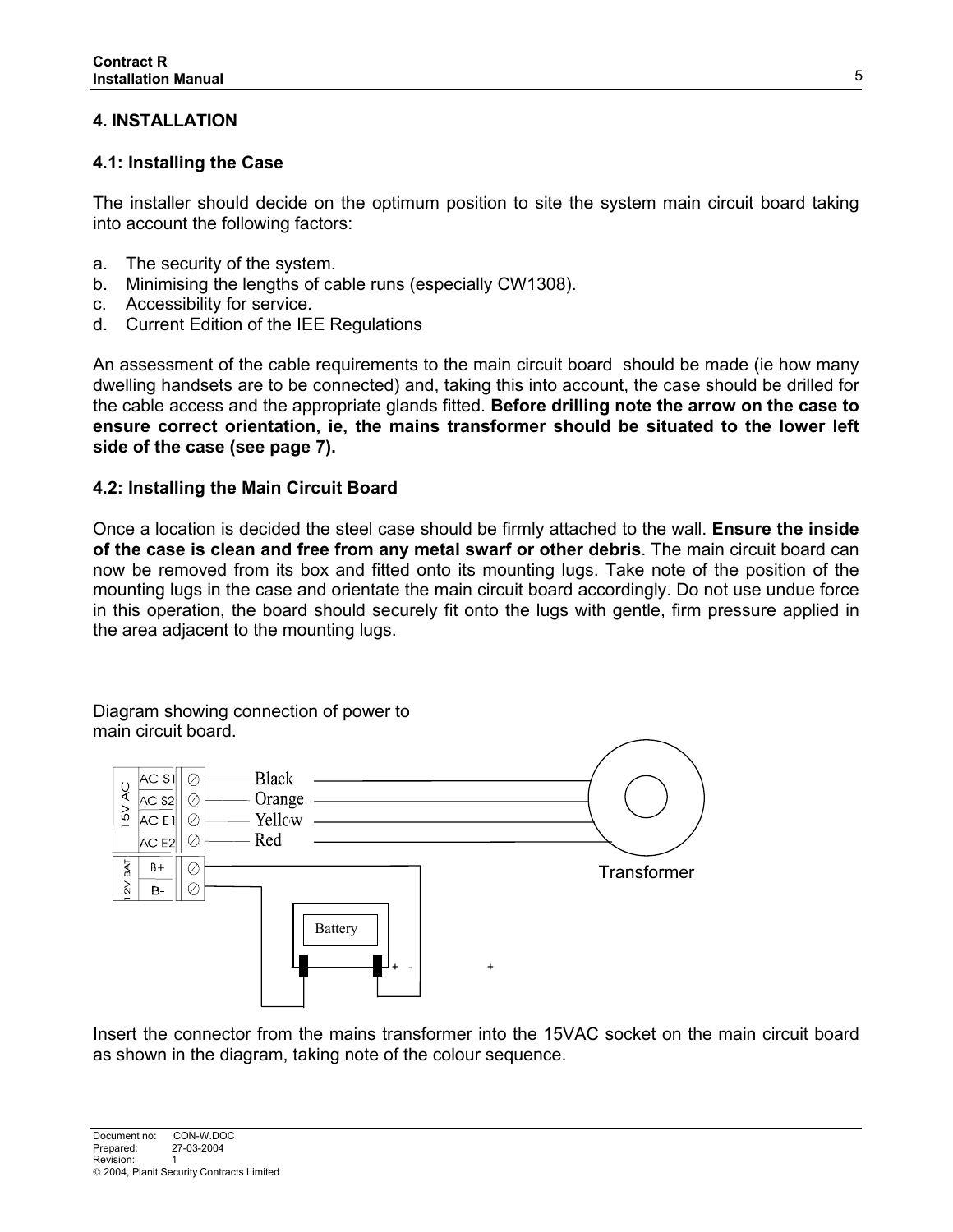# 4. INSTALLATION

## 4.1: Installing the Case

The installer should decide on the optimum position to site the system main circuit board taking into account the following factors:

a. The security of the system.
b. Minimising the lengths of cable runs (especially CW1308).
c. Accessibility for service.
d. Current Edition of the IEE Regulations

An assessment of the cable requirements to the main circuit board should be made (ie how many dwelling handsets are to be connected) and, taking this into account, the case should be drilled for the cable access and the appropriate glands fitted. **Before drilling note the arrow on the case to ensure correct orientation, ie, the mains transformer should be situated to the lower left side of the case (see page 7).**

## 4.2: Installing the Main Circuit Board

Once a location is decided the steel case should be firmly attached to the wall. **Ensure the inside of the case is clean and free from any metal swarf or other debris**. The main circuit board can now be removed from its box and fitted onto its mounting lugs. Take note of the position of the mounting lugs in the case and orientate the main circuit board accordingly. Do not use undue force in this operation, the board should securely fit onto the lugs with gentle, firm pressure applied in the area adjacent to the mounting lugs.

Diagram showing connection of power to main circuit board.

15V AC: AC S1 – Black, AC S2 – Orange, AC E1 – Yellow, AC E2 – Red (Transformer)

12V BAT: B+, B- (Battery + -)

Insert the connector from the mains transformer into the 15VAC socket on the main circuit board as shown in the diagram, taking note of the colour sequence.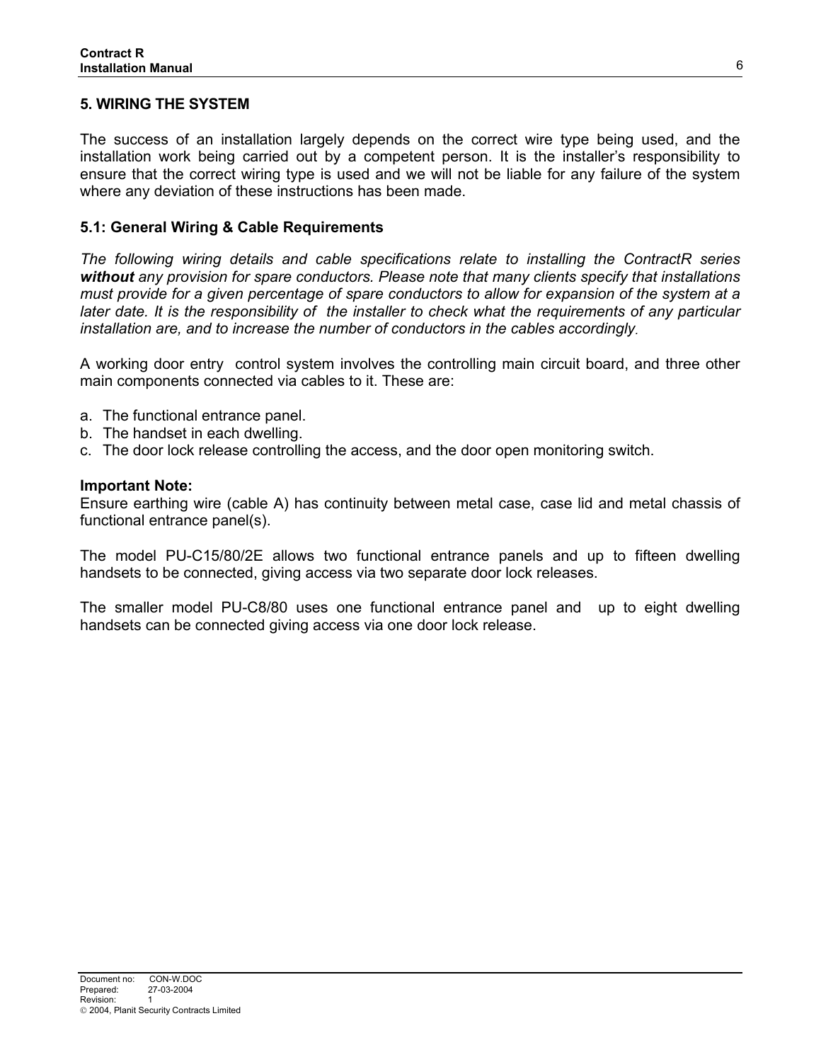## 5. WIRING THE SYSTEM

The success of an installation largely depends on the correct wire type being used, and the installation work being carried out by a competent person. It is the installer's responsibility to ensure that the correct wiring type is used and we will not be liable for any failure of the system where any deviation of these instructions has been made.

### 5.1: General Wiring & Cable Requirements

*The following wiring details and cable specifications relate to installing the ContractR series **without** any provision for spare conductors. Please note that many clients specify that installations must provide for a given percentage of spare conductors to allow for expansion of the system at a later date. It is the responsibility of the installer to check what the requirements of any particular installation are, and to increase the number of conductors in the cables accordingly*.

A working door entry control system involves the controlling main circuit board, and three other main components connected via cables to it. These are:

a. The functional entrance panel.
b. The handset in each dwelling.
c. The door lock release controlling the access, and the door open monitoring switch.

**Important Note:**
Ensure earthing wire (cable A) has continuity between metal case, case lid and metal chassis of functional entrance panel(s).

The model PU-C15/80/2E allows two functional entrance panels and up to fifteen dwelling handsets to be connected, giving access via two separate door lock releases.

The smaller model PU-C8/80 uses one functional entrance panel and up to eight dwelling handsets can be connected giving access via one door lock release.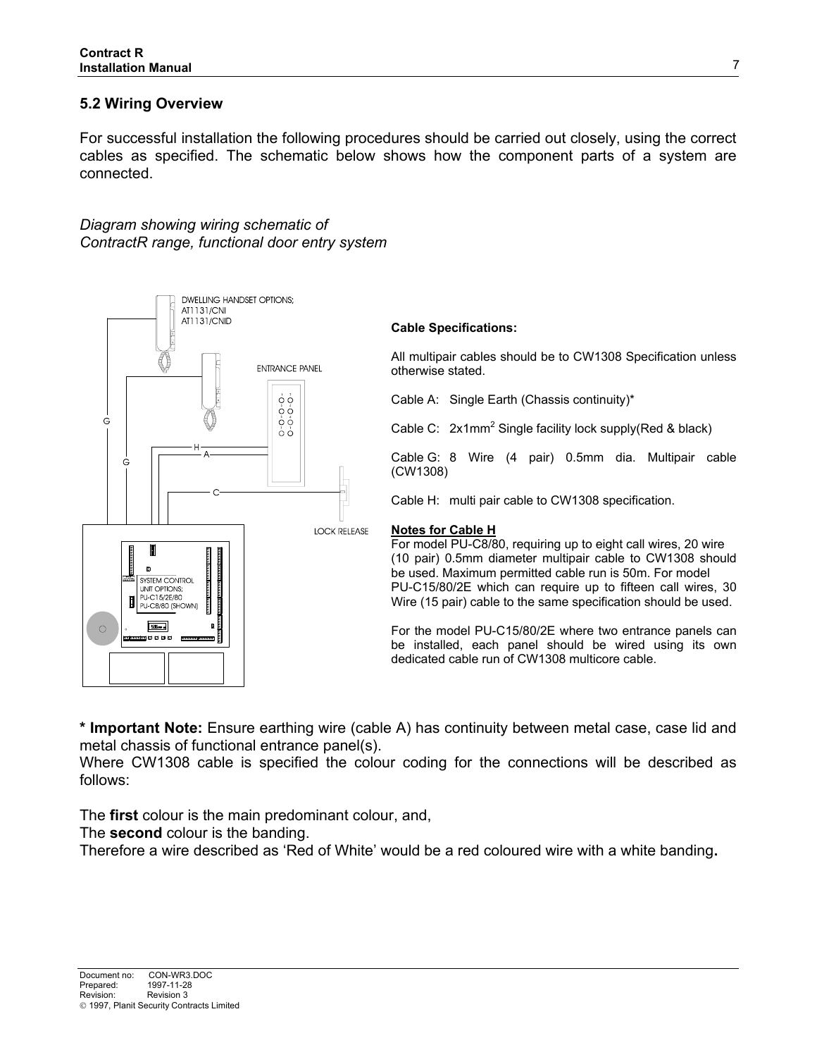## 5.2 Wiring Overview

For successful installation the following procedures should be carried out closely, using the correct cables as specified. The schematic below shows how the component parts of a system are connected.

*Diagram showing wiring schematic of ContractR range, functional door entry system*

DWELLING HANDSET OPTIONS;
AT1131/CNI
AT1131/CNID

ENTRANCE PANEL

LOCK RELEASE

SYSTEM CONTROL UNIT OPTIONS;
PU-C15/2E/80
PU-C8/80 (SHOWN)

**Cable Specifications:**

All multipair cables should be to CW1308 Specification unless otherwise stated.

Cable A: Single Earth (Chassis continuity)*

Cable C: 2x1mm$^2$ Single facility lock supply(Red & black)

Cable G: 8 Wire (4 pair) 0.5mm dia. Multipair cable (CW1308)

Cable H: multi pair cable to CW1308 specification.

**Notes for Cable H**

For model PU-C8/80, requiring up to eight call wires, 20 wire (10 pair) 0.5mm diameter multipair cable to CW1308 should be used. Maximum permitted cable run is 50m. For model PU-C15/80/2E which can require up to fifteen call wires, 30 Wire (15 pair) cable to the same specification should be used.

For the model PU-C15/80/2E where two entrance panels can be installed, each panel should be wired using its own dedicated cable run of CW1308 multicore cable.

**\* Important Note:** Ensure earthing wire (cable A) has continuity between metal case, case lid and metal chassis of functional entrance panel(s).

Where CW1308 cable is specified the colour coding for the connections will be described as follows:

The **first** colour is the main predominant colour, and,

The **second** colour is the banding.

Therefore a wire described as 'Red of White' would be a red coloured wire with a white banding**.**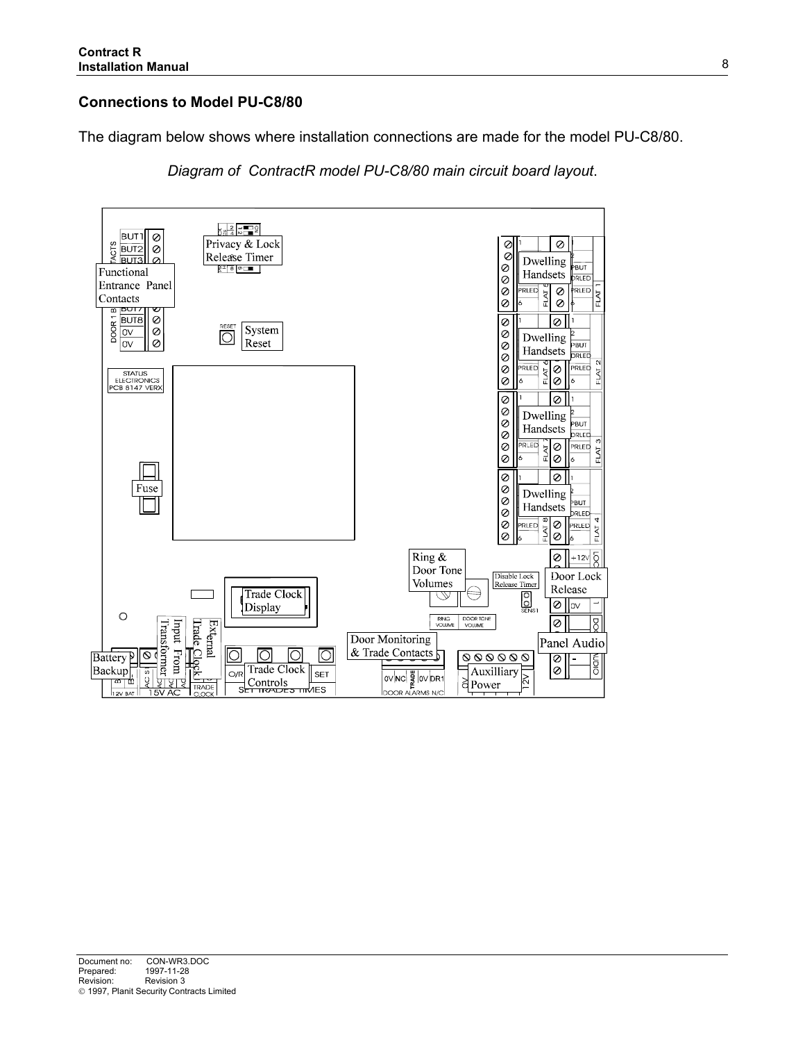## Connections to Model PU-C8/80

The diagram below shows where installation connections are made for the model PU-C8/80.

*Diagram of ContractR model PU-C8/80 main circuit board layout*.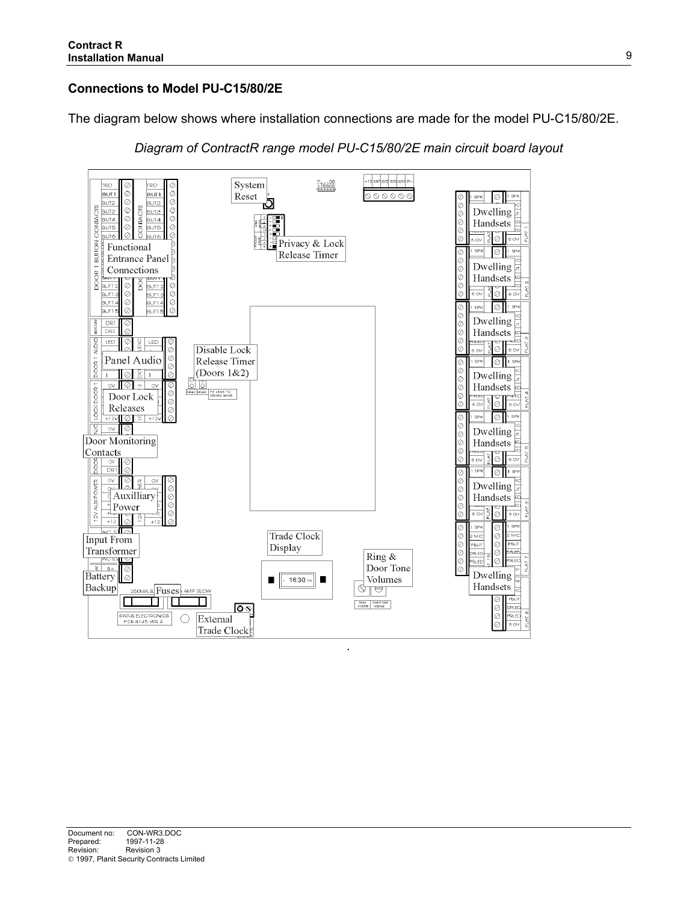## Connections to Model PU-C15/80/2E

The diagram below shows where installation connections are made for the model PU-C15/80/2E.

*Diagram of ContractR range model PU-C15/80/2E main circuit board layout*

System Reset

Privacy & Lock Release Timer

Functional Entrance Panel Connections

Panel Audio

Disable Lock Release Timer (Doors 1&2)

Door Lock Releases

Door Monitoring Contacts

Auxilliary Power

Input From Transformer

Battery Backup

Fuses

Trade Clock Display

Ring & Door Tone Volumes

External Trade Clock

Dwelling Handsets

Dwelling Handsets

Dwelling Handsets

Dwelling Handsets

Dwelling Handsets

Dwelling Handsets

Dwelling Handsets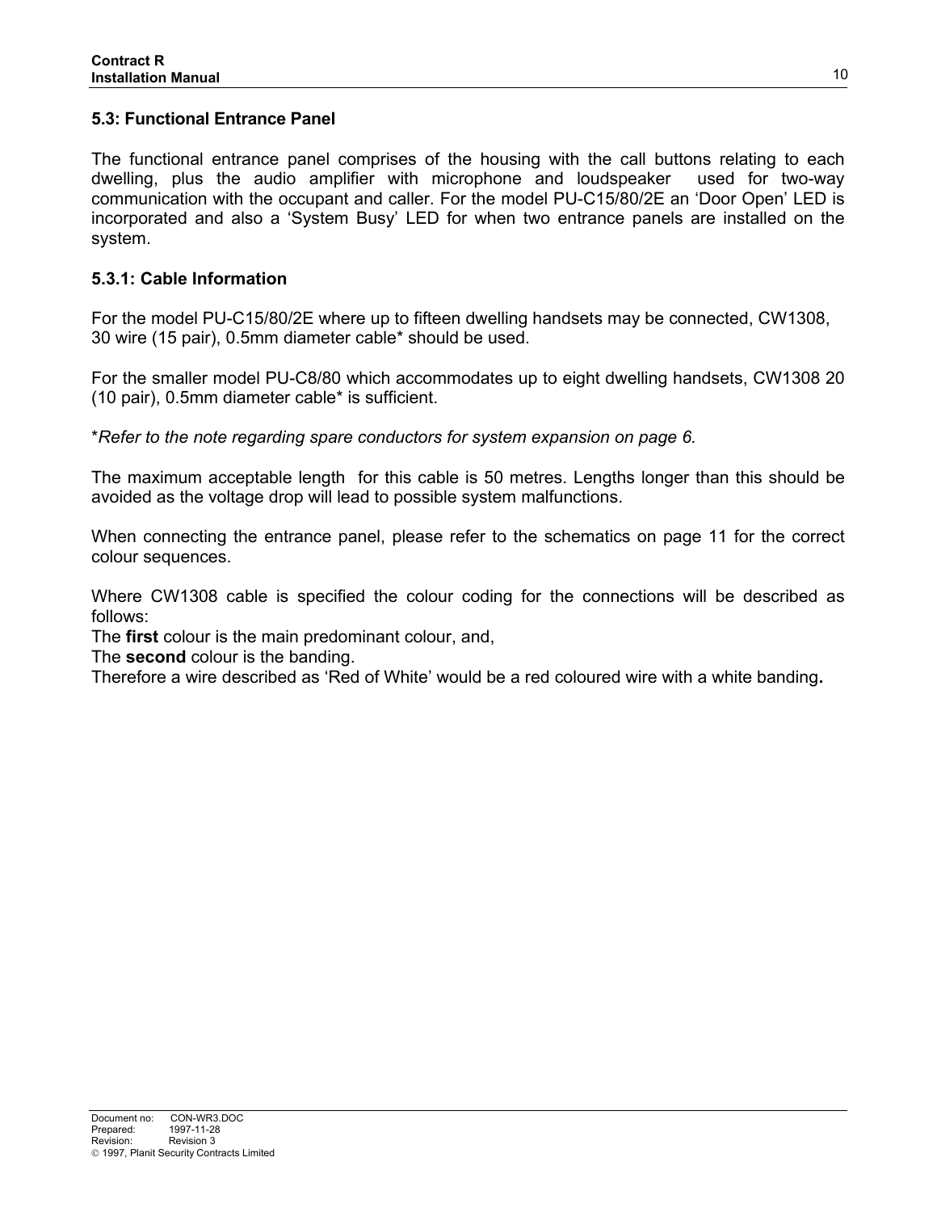### 5.3: Functional Entrance Panel

The functional entrance panel comprises of the housing with the call buttons relating to each dwelling, plus the audio amplifier with microphone and loudspeaker used for two-way communication with the occupant and caller. For the model PU-C15/80/2E an 'Door Open' LED is incorporated and also a 'System Busy' LED for when two entrance panels are installed on the system.

#### 5.3.1: Cable Information

For the model PU-C15/80/2E where up to fifteen dwelling handsets may be connected, CW1308, 30 wire (15 pair), 0.5mm diameter cable* should be used.

For the smaller model PU-C8/80 which accommodates up to eight dwelling handsets, CW1308 20 (10 pair), 0.5mm diameter cable* is sufficient.

**Refer to the note regarding spare conductors for system expansion on page 6.*

The maximum acceptable length for this cable is 50 metres. Lengths longer than this should be avoided as the voltage drop will lead to possible system malfunctions.

When connecting the entrance panel, please refer to the schematics on page 11 for the correct colour sequences.

Where CW1308 cable is specified the colour coding for the connections will be described as follows:
The **first** colour is the main predominant colour, and,
The **second** colour is the banding.
Therefore a wire described as 'Red of White' would be a red coloured wire with a white banding**.**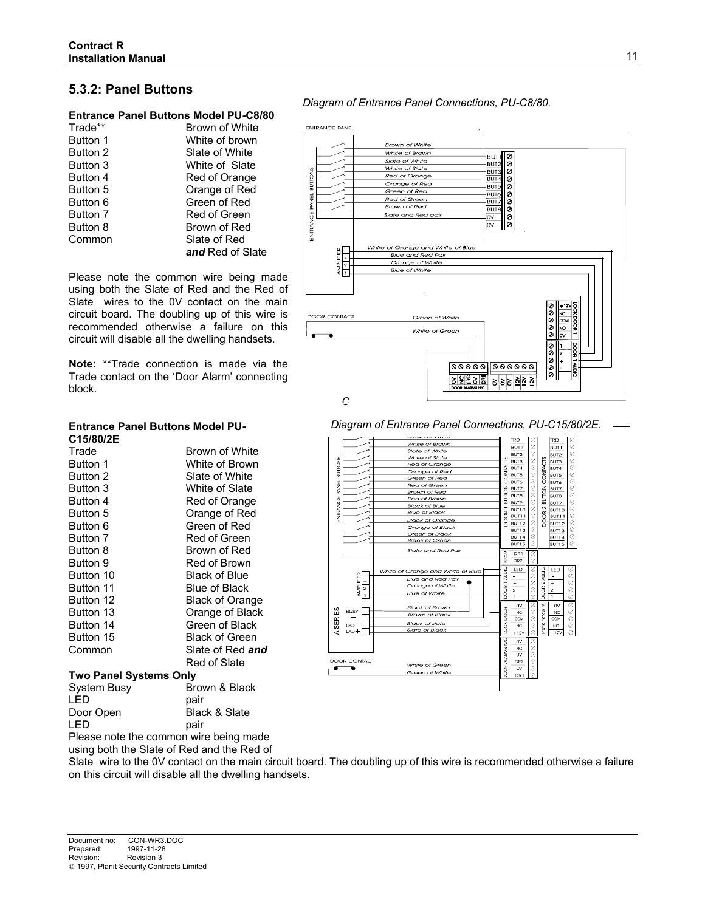## 5.3.2: Panel Buttons

*Diagram of Entrance Panel Connections, PU-C8/80.*

### Entrance Panel Buttons Model PU-C8/80

| | |
|---|---|
| Trade** | Brown of White |
| Button 1 | White of brown |
| Button 2 | Slate of White |
| Button 3 | White of Slate |
| Button 4 | Red of Orange |
| Button 5 | Orange of Red |
| Button 6 | Green of Red |
| Button 7 | Red of Green |
| Button 8 | Brown of Red |
| Common | Slate of Red ***and*** Red of Slate |

Please note the common wire being made using both the Slate of Red and the Red of Slate wires to the 0V contact on the main circuit board. The doubling up of this wire is recommended otherwise a failure on this circuit will disable all the dwelling handsets.

**Note:** **Trade connection is made via the Trade contact on the 'Door Alarm' connecting block.

*Diagram of Entrance Panel Connections, PU-C15/80/2E.*

### Entrance Panel Buttons Model PU-C15/80/2E

| | |
|---|---|
| Trade | Brown of White |
| Button 1 | White of Brown |
| Button 2 | Slate of White |
| Button 3 | White of Slate |
| Button 4 | Red of Orange |
| Button 5 | Orange of Red |
| Button 6 | Green of Red |
| Button 7 | Red of Green |
| Button 8 | Brown of Red |
| Button 9 | Red of Brown |
| Button 10 | Black of Blue |
| Button 11 | Blue of Black |
| Button 12 | Black of Orange |
| Button 13 | Orange of Black |
| Button 14 | Green of Black |
| Button 15 | Black of Green |
| Common | Slate of Red ***and*** Red of Slate |

**Two Panel Systems Only**

| | |
|---|---|
| System Busy LED | Brown & Black pair |
| Door Open LED | Black & Slate pair |

Please note the common wire being made using both the Slate of Red and the Red of Slate wire to the 0V contact on the main circuit board. The doubling up of this wire is recommended otherwise a failure on this circuit will disable all the dwelling handsets.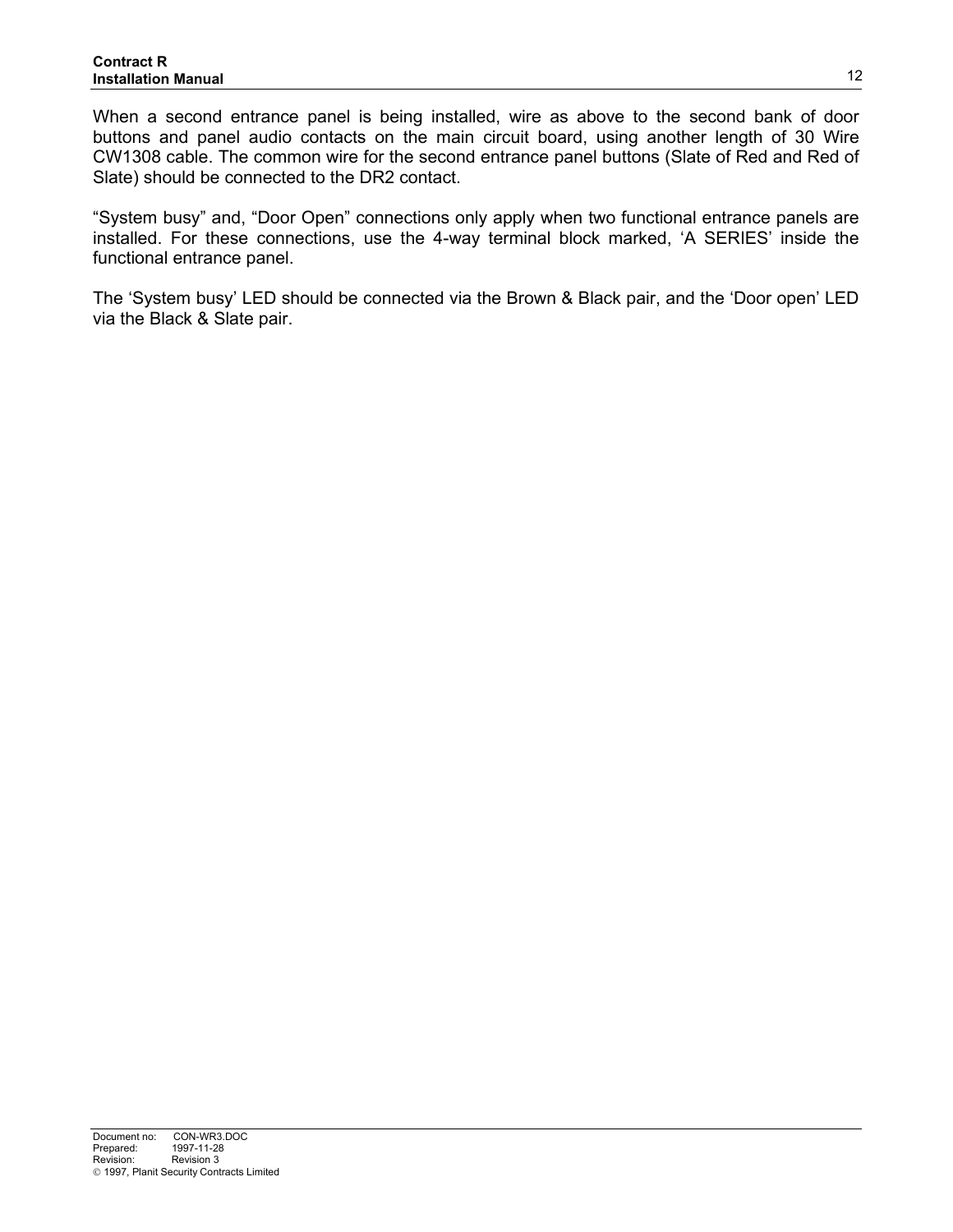When a second entrance panel is being installed, wire as above to the second bank of door buttons and panel audio contacts on the main circuit board, using another length of 30 Wire CW1308 cable. The common wire for the second entrance panel buttons (Slate of Red and Red of Slate) should be connected to the DR2 contact.

“System busy” and, “Door Open” connections only apply when two functional entrance panels are installed. For these connections, use the 4-way terminal block marked, ‘A SERIES’ inside the functional entrance panel.

The ‘System busy’ LED should be connected via the Brown & Black pair, and the ‘Door open’ LED via the Black & Slate pair.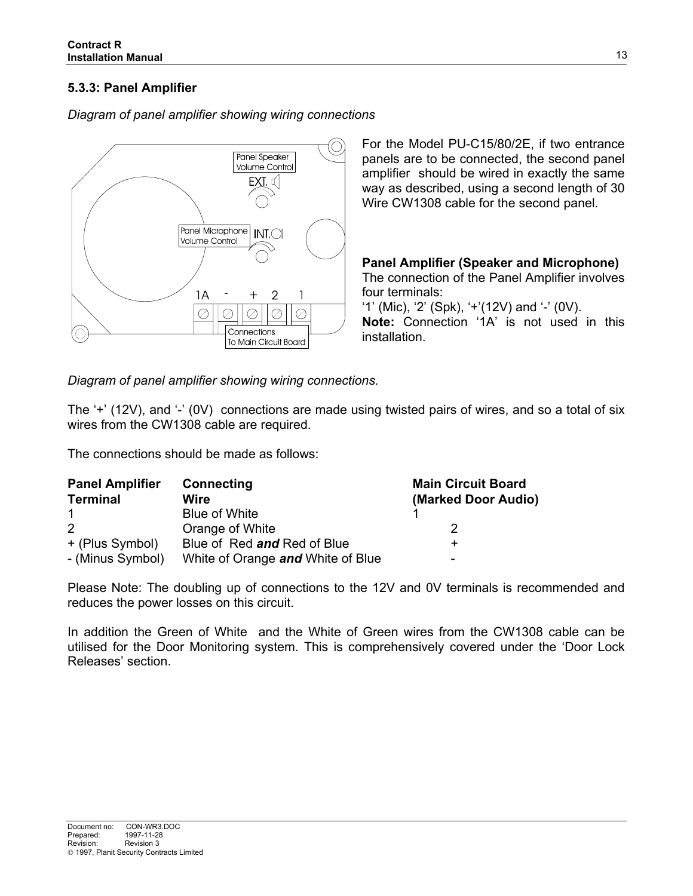### 5.3.3: Panel Amplifier

*Diagram of panel amplifier showing wiring connections*

Panel Speaker Volume Control
EXT.
Panel Microphone Volume Control
INT.
1A - + 2 1
Connections To Main Circuit Board

For the Model PU-C15/80/2E, if two entrance panels are to be connected, the second panel amplifier should be wired in exactly the same way as described, using a second length of 30 Wire CW1308 cable for the second panel.

**Panel Amplifier (Speaker and Microphone)**
The connection of the Panel Amplifier involves four terminals:
'1' (Mic), '2' (Spk), '+'(12V) and '-' (0V).
**Note:** Connection '1A' is not used in this installation.

*Diagram of panel amplifier showing wiring connections.*

The '+' (12V), and '-' (0V) connections are made using twisted pairs of wires, and so a total of six wires from the CW1308 cable are required.

The connections should be made as follows:

| Panel Amplifier Terminal | Connecting Wire | Main Circuit Board (Marked Door Audio) |
|---|---|---|
| 1 | Blue of White | 1 |
| 2 | Orange of White | 2 |
| + (Plus Symbol) | Blue of Red ***and*** Red of Blue | + |
| - (Minus Symbol) | White of Orange ***and*** White of Blue | - |

Please Note: The doubling up of connections to the 12V and 0V terminals is recommended and reduces the power losses on this circuit.

In addition the Green of White and the White of Green wires from the CW1308 cable can be utilised for the Door Monitoring system. This is comprehensively covered under the 'Door Lock Releases' section.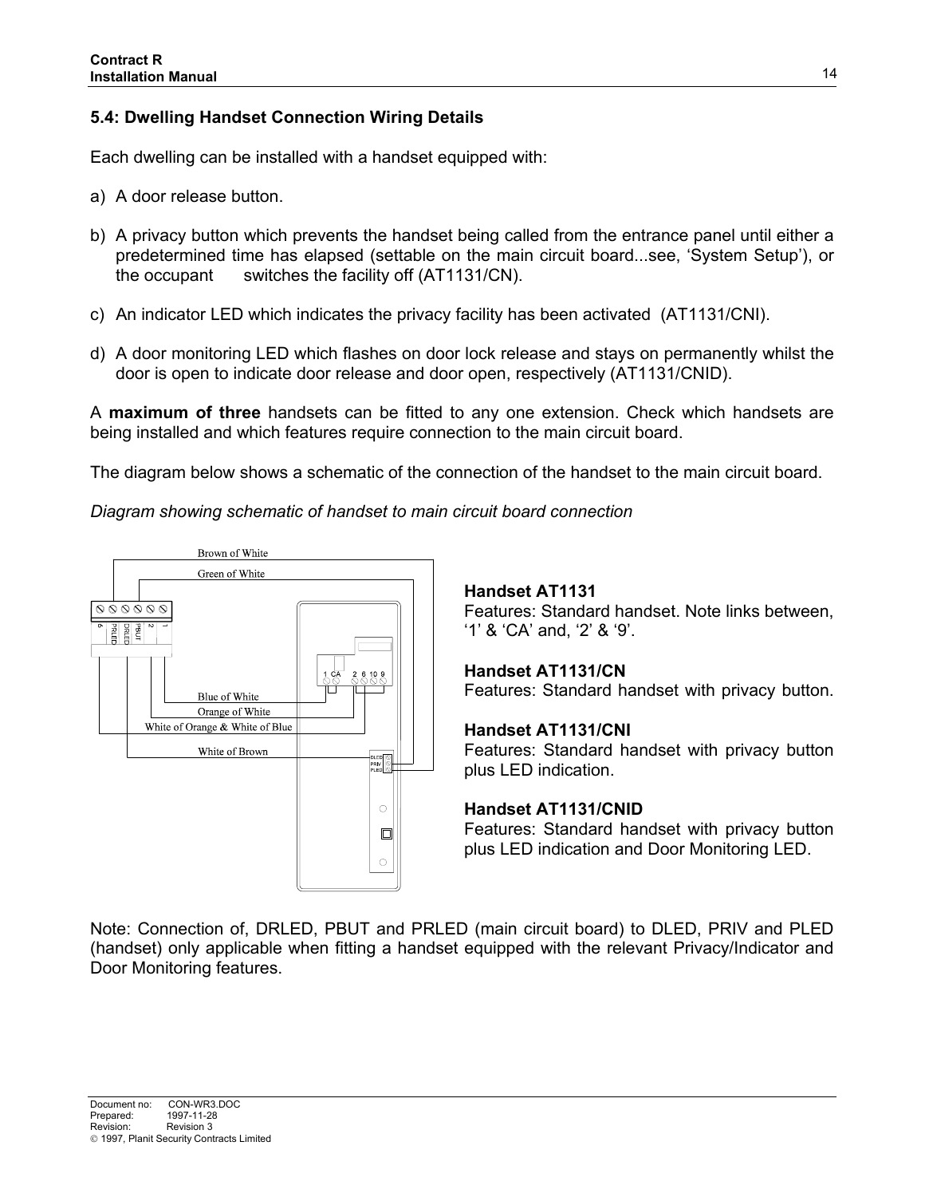### 5.4: Dwelling Handset Connection Wiring Details

Each dwelling can be installed with a handset equipped with:

a) A door release button.

b) A privacy button which prevents the handset being called from the entrance panel until either a predetermined time has elapsed (settable on the main circuit board...see, 'System Setup'), or the occupant switches the facility off (AT1131/CN).

c) An indicator LED which indicates the privacy facility has been activated (AT1131/CNI).

d) A door monitoring LED which flashes on door lock release and stays on permanently whilst the door is open to indicate door release and door open, respectively (AT1131/CNID).

A **maximum of three** handsets can be fitted to any one extension. Check which handsets are being installed and which features require connection to the main circuit board.

The diagram below shows a schematic of the connection of the handset to the main circuit board.

*Diagram showing schematic of handset to main circuit board connection*

Brown of White

Green of White

6 PRLED DRLED PBUT 2 1

1 CA 2 6 10 9

Blue of White

Orange of White

White of Orange & White of Blue

White of Brown

DLED PRIV PLED

**Handset AT1131**
Features: Standard handset. Note links between, '1' & 'CA' and, '2' & '9'.

**Handset AT1131/CN**
Features: Standard handset with privacy button.

**Handset AT1131/CNI**
Features: Standard handset with privacy button plus LED indication.

**Handset AT1131/CNID**
Features: Standard handset with privacy button plus LED indication and Door Monitoring LED.

Note: Connection of, DRLED, PBUT and PRLED (main circuit board) to DLED, PRIV and PLED (handset) only applicable when fitting a handset equipped with the relevant Privacy/Indicator and Door Monitoring features.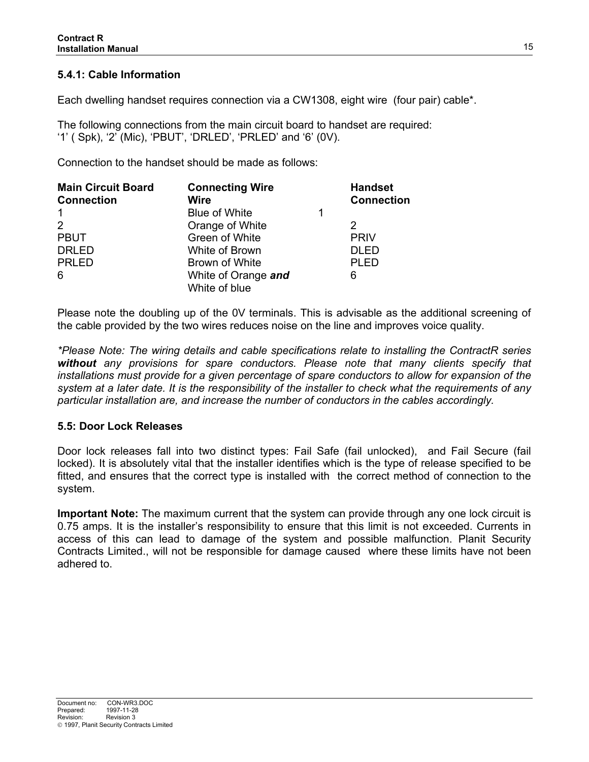### 5.4.1: Cable Information

Each dwelling handset requires connection via a CW1308, eight wire (four pair) cable*.

The following connections from the main circuit board to handset are required:
'1' ( Spk), '2' (Mic), 'PBUT', 'DRLED', 'PRLED' and '6' (0V).

Connection to the handset should be made as follows:

| Main Circuit Board Connection | Connecting Wire Wire | Handset Connection |
|---|---|---|
| 1 | Blue of White | 1 |
| 2 | Orange of White | 2 |
| PBUT | Green of White | PRIV |
| DRLED | White of Brown | DLED |
| PRLED | Brown of White | PLED |
| 6 | White of Orange ***and*** White of blue | 6 |

Please note the doubling up of the 0V terminals. This is advisable as the additional screening of the cable provided by the two wires reduces noise on the line and improves voice quality.

*\*Please Note: The wiring details and cable specifications relate to installing the ContractR series **without** any provisions for spare conductors. Please note that many clients specify that installations must provide for a given percentage of spare conductors to allow for expansion of the system at a later date. It is the responsibility of the installer to check what the requirements of any particular installation are, and increase the number of conductors in the cables accordingly.*

### 5.5: Door Lock Releases

Door lock releases fall into two distinct types: Fail Safe (fail unlocked), and Fail Secure (fail locked). It is absolutely vital that the installer identifies which is the type of release specified to be fitted, and ensures that the correct type is installed with the correct method of connection to the system.

**Important Note:** The maximum current that the system can provide through any one lock circuit is 0.75 amps. It is the installer's responsibility to ensure that this limit is not exceeded. Currents in access of this can lead to damage of the system and possible malfunction. Planit Security Contracts Limited., will not be responsible for damage caused where these limits have not been adhered to.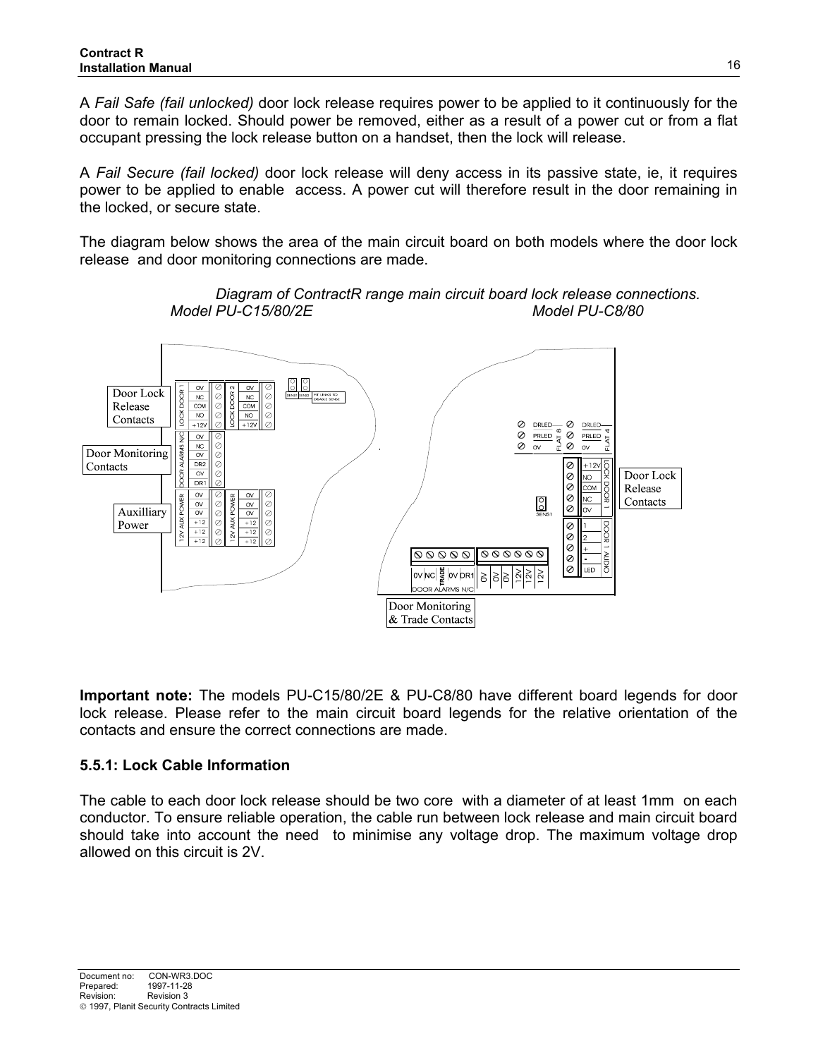A *Fail Safe (fail unlocked)* door lock release requires power to be applied to it continuously for the door to remain locked. Should power be removed, either as a result of a power cut or from a flat occupant pressing the lock release button on a handset, then the lock will release.

A *Fail Secure (fail locked)* door lock release will deny access in its passive state, ie, it requires power to be applied to enable access. A power cut will therefore result in the door remaining in the locked, or secure state.

The diagram below shows the area of the main circuit board on both models where the door lock release and door monitoring connections are made.

*Diagram of ContractR range main circuit board lock release connections.*
*Model PU-C15/80/2E* *Model PU-C8/80*

**Important note:** The models PU-C15/80/2E & PU-C8/80 have different board legends for door lock release. Please refer to the main circuit board legends for the relative orientation of the contacts and ensure the correct connections are made.

### 5.5.1: Lock Cable Information

The cable to each door lock release should be two core with a diameter of at least 1mm on each conductor. To ensure reliable operation, the cable run between lock release and main circuit board should take into account the need to minimise any voltage drop. The maximum voltage drop allowed on this circuit is 2V.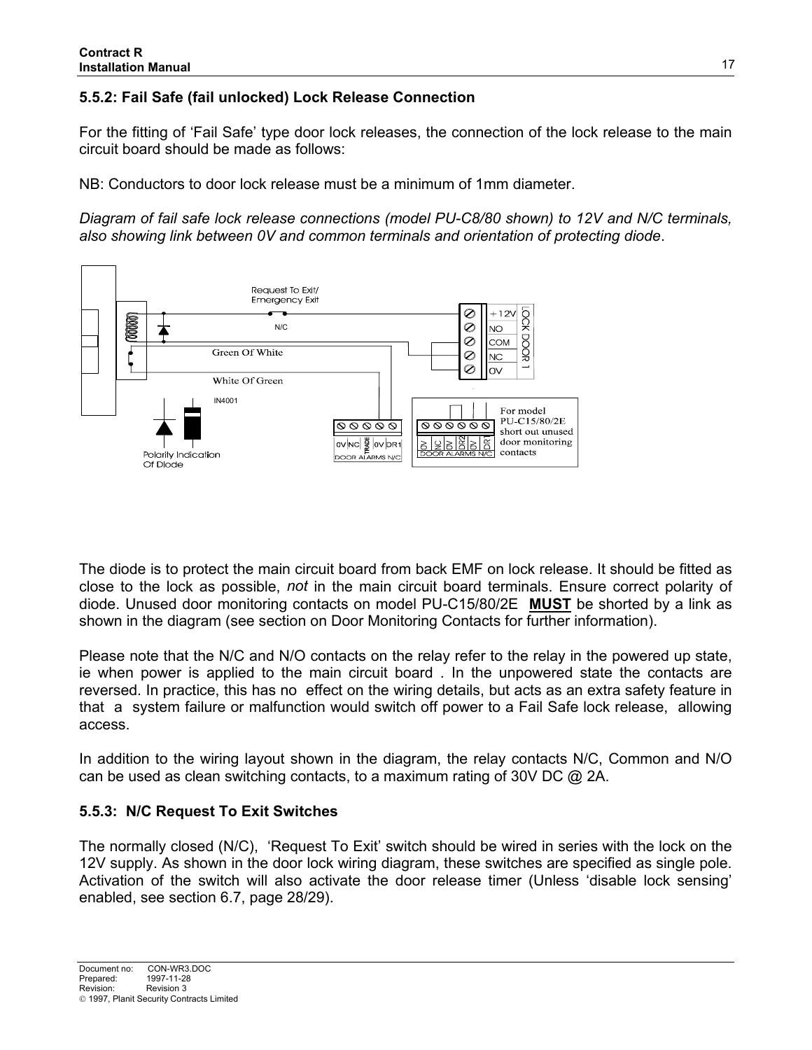### 5.5.2: Fail Safe (fail unlocked) Lock Release Connection

For the fitting of 'Fail Safe' type door lock releases, the connection of the lock release to the main circuit board should be made as follows:

NB: Conductors to door lock release must be a minimum of 1mm diameter.

*Diagram of fail safe lock release connections (model PU-C8/80 shown) to 12V and N/C terminals, also showing link between 0V and common terminals and orientation of protecting diode*.

The diode is to protect the main circuit board from back EMF on lock release. It should be fitted as close to the lock as possible, *not* in the main circuit board terminals. Ensure correct polarity of diode. Unused door monitoring contacts on model PU-C15/80/2E **MUST** be shorted by a link as shown in the diagram (see section on Door Monitoring Contacts for further information).

Please note that the N/C and N/O contacts on the relay refer to the relay in the powered up state, ie when power is applied to the main circuit board . In the unpowered state the contacts are reversed. In practice, this has no effect on the wiring details, but acts as an extra safety feature in that a system failure or malfunction would switch off power to a Fail Safe lock release, allowing access.

In addition to the wiring layout shown in the diagram, the relay contacts N/C, Common and N/O can be used as clean switching contacts, to a maximum rating of 30V DC @ 2A.

### 5.5.3: N/C Request To Exit Switches

The normally closed (N/C), 'Request To Exit' switch should be wired in series with the lock on the 12V supply. As shown in the door lock wiring diagram, these switches are specified as single pole. Activation of the switch will also activate the door release timer (Unless 'disable lock sensing' enabled, see section 6.7, page 28/29).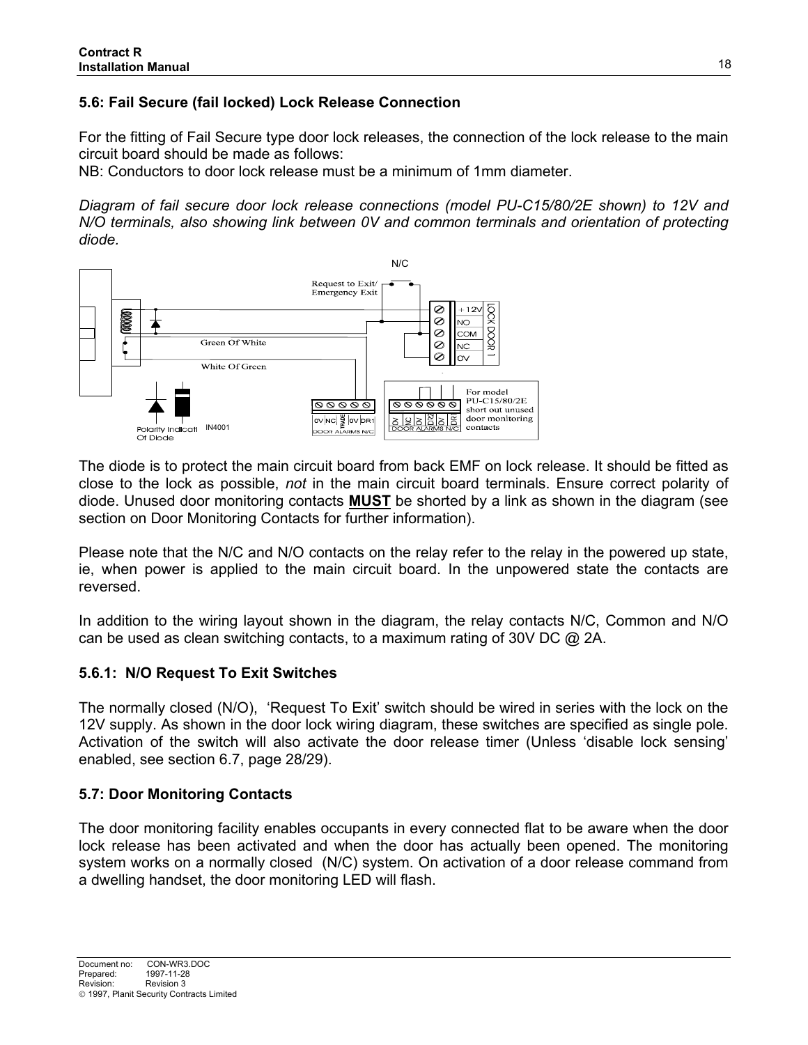## 5.6: Fail Secure (fail locked) Lock Release Connection

For the fitting of Fail Secure type door lock releases, the connection of the lock release to the main circuit board should be made as follows:

NB: Conductors to door lock release must be a minimum of 1mm diameter.

*Diagram of fail secure door lock release connections (model PU-C15/80/2E shown) to 12V and N/O terminals, also showing link between 0V and common terminals and orientation of protecting diode.*

The diode is to protect the main circuit board from back EMF on lock release. It should be fitted as close to the lock as possible, *not* in the main circuit board terminals. Ensure correct polarity of diode. Unused door monitoring contacts **MUST** be shorted by a link as shown in the diagram (see section on Door Monitoring Contacts for further information).

Please note that the N/C and N/O contacts on the relay refer to the relay in the powered up state, ie, when power is applied to the main circuit board. In the unpowered state the contacts are reversed.

In addition to the wiring layout shown in the diagram, the relay contacts N/C, Common and N/O can be used as clean switching contacts, to a maximum rating of 30V DC @ 2A.

### 5.6.1: N/O Request To Exit Switches

The normally closed (N/O), 'Request To Exit' switch should be wired in series with the lock on the 12V supply. As shown in the door lock wiring diagram, these switches are specified as single pole. Activation of the switch will also activate the door release timer (Unless 'disable lock sensing' enabled, see section 6.7, page 28/29).

## 5.7: Door Monitoring Contacts

The door monitoring facility enables occupants in every connected flat to be aware when the door lock release has been activated and when the door has actually been opened. The monitoring system works on a normally closed (N/C) system. On activation of a door release command from a dwelling handset, the door monitoring LED will flash.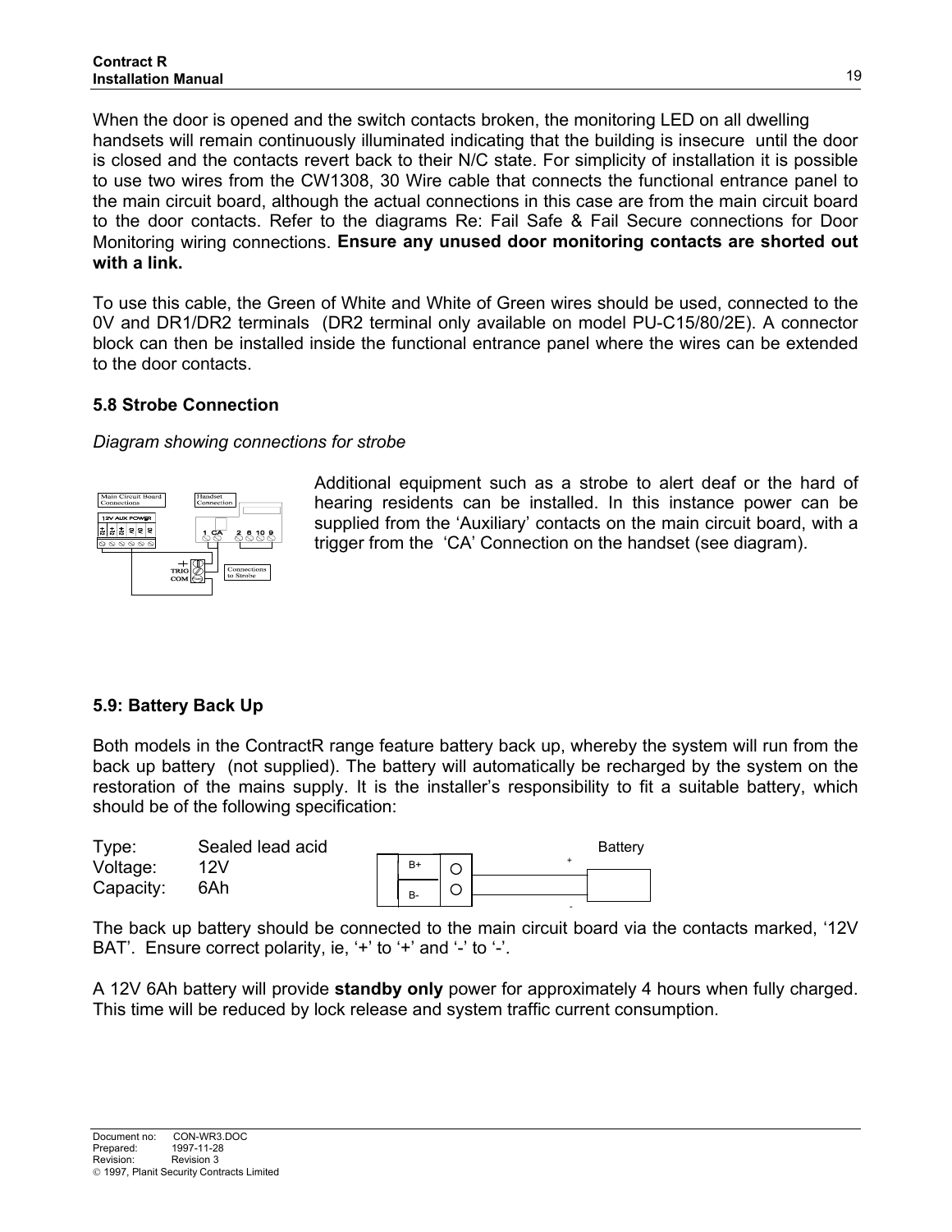When the door is opened and the switch contacts broken, the monitoring LED on all dwelling handsets will remain continuously illuminated indicating that the building is insecure until the door is closed and the contacts revert back to their N/C state. For simplicity of installation it is possible to use two wires from the CW1308, 30 Wire cable that connects the functional entrance panel to the main circuit board, although the actual connections in this case are from the main circuit board to the door contacts. Refer to the diagrams Re: Fail Safe & Fail Secure connections for Door Monitoring wiring connections. **Ensure any unused door monitoring contacts are shorted out with a link.**

To use this cable, the Green of White and White of Green wires should be used, connected to the 0V and DR1/DR2 terminals (DR2 terminal only available on model PU-C15/80/2E). A connector block can then be installed inside the functional entrance panel where the wires can be extended to the door contacts.

### 5.8 Strobe Connection

*Diagram showing connections for strobe*

Additional equipment such as a strobe to alert deaf or the hard of hearing residents can be installed. In this instance power can be supplied from the 'Auxiliary' contacts on the main circuit board, with a trigger from the 'CA' Connection on the handset (see diagram).

### 5.9: Battery Back Up

Both models in the ContractR range feature battery back up, whereby the system will run from the back up battery (not supplied). The battery will automatically be recharged by the system on the restoration of the mains supply. It is the installer's responsibility to fit a suitable battery, which should be of the following specification:

Type: Sealed lead acid
Voltage: 12V
Capacity: 6Ah

The back up battery should be connected to the main circuit board via the contacts marked, '12V BAT'. Ensure correct polarity, ie, '+' to '+' and '-' to '-'.

A 12V 6Ah battery will provide **standby only** power for approximately 4 hours when fully charged. This time will be reduced by lock release and system traffic current consumption.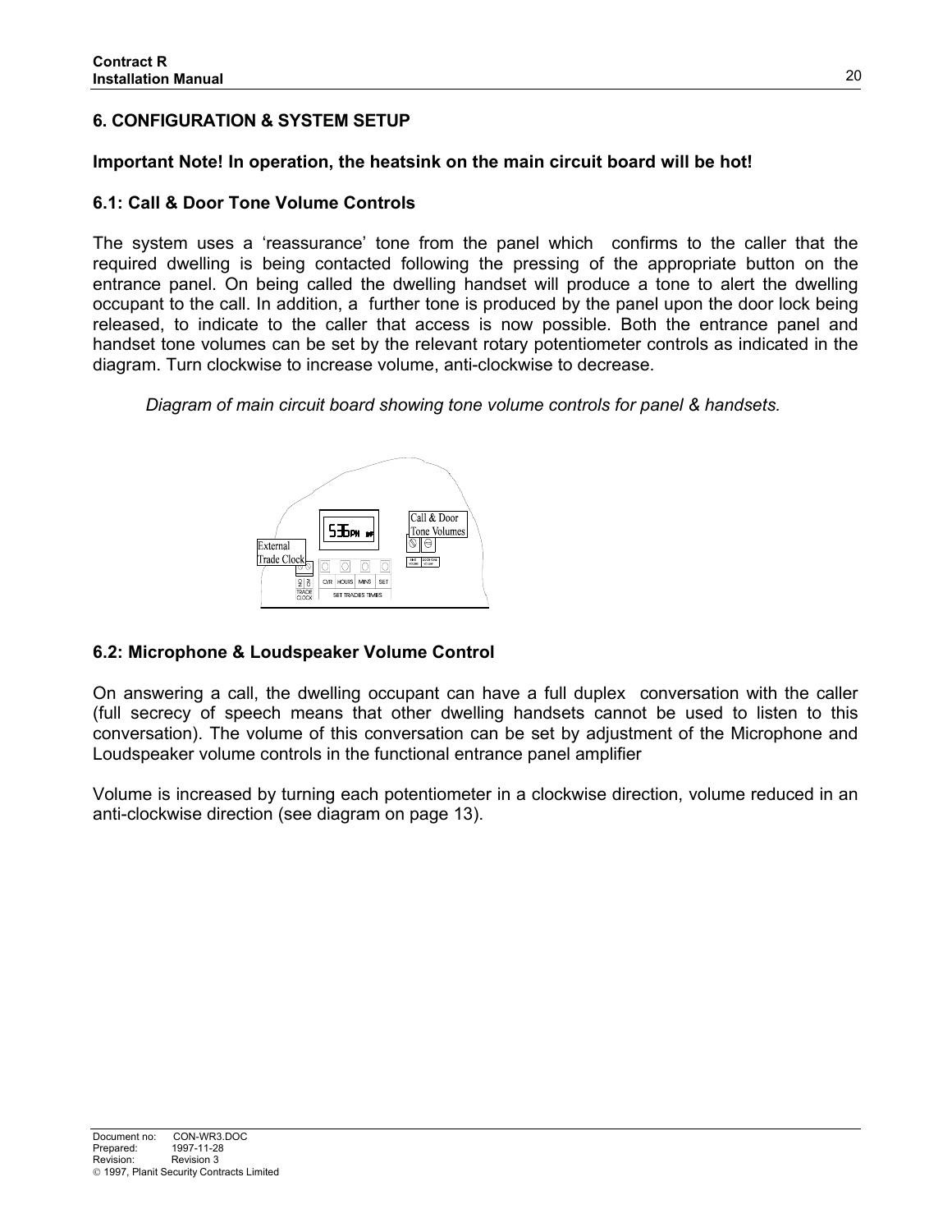## 6. CONFIGURATION & SYSTEM SETUP

**Important Note! In operation, the heatsink on the main circuit board will be hot!**

### 6.1: Call & Door Tone Volume Controls

The system uses a 'reassurance' tone from the panel which confirms to the caller that the required dwelling is being contacted following the pressing of the appropriate button on the entrance panel. On being called the dwelling handset will produce a tone to alert the dwelling occupant to the call. In addition, a further tone is produced by the panel upon the door lock being released, to indicate to the caller that access is now possible. Both the entrance panel and handset tone volumes can be set by the relevant rotary potentiometer controls as indicated in the diagram. Turn clockwise to increase volume, anti-clockwise to decrease.

*Diagram of main circuit board showing tone volume controls for panel & handsets.*

### 6.2: Microphone & Loudspeaker Volume Control

On answering a call, the dwelling occupant can have a full duplex conversation with the caller (full secrecy of speech means that other dwelling handsets cannot be used to listen to this conversation). The volume of this conversation can be set by adjustment of the Microphone and Loudspeaker volume controls in the functional entrance panel amplifier

Volume is increased by turning each potentiometer in a clockwise direction, volume reduced in an anti-clockwise direction (see diagram on page 13).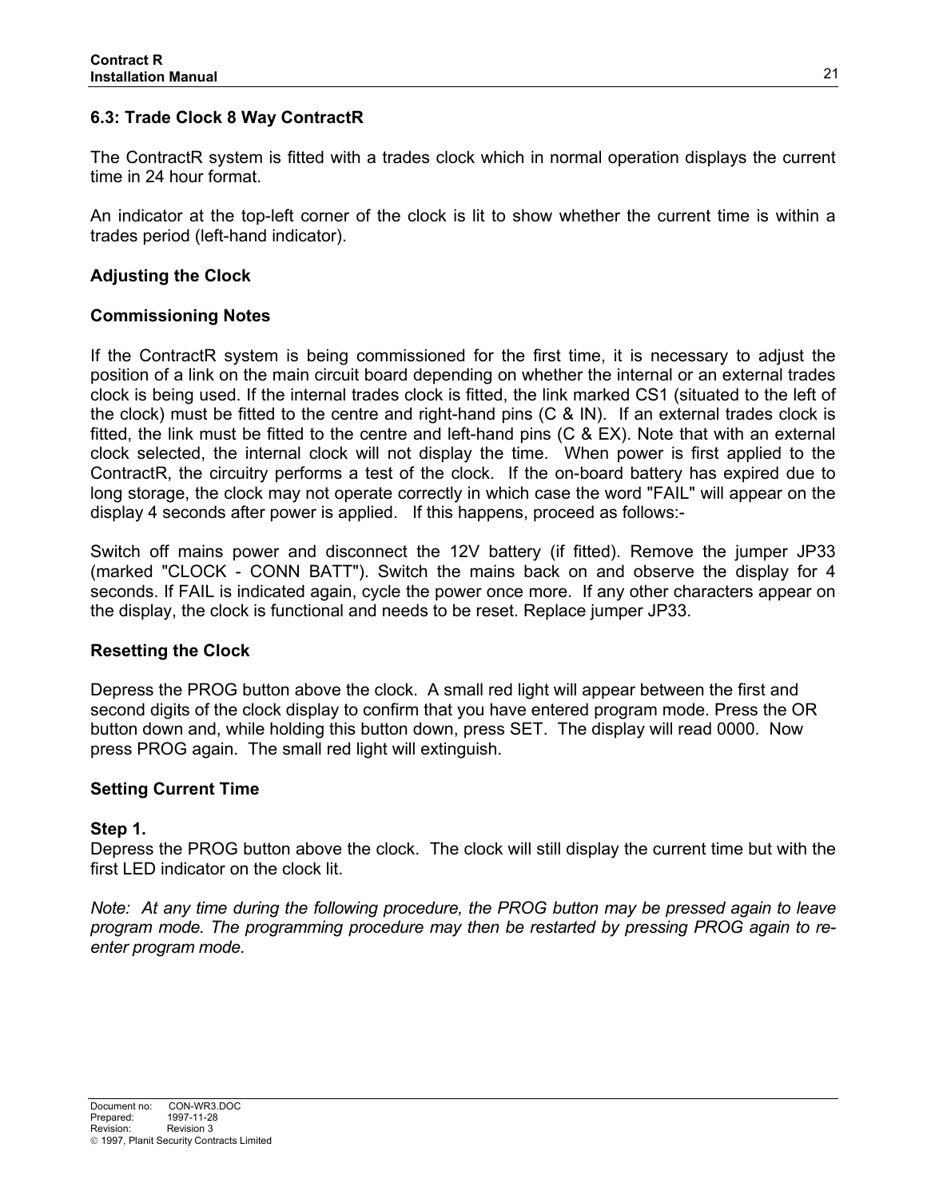## 6.3: Trade Clock 8 Way ContractR

The ContractR system is fitted with a trades clock which in normal operation displays the current time in 24 hour format.

An indicator at the top-left corner of the clock is lit to show whether the current time is within a trades period (left-hand indicator).

### Adjusting the Clock

### Commissioning Notes

If the ContractR system is being commissioned for the first time, it is necessary to adjust the position of a link on the main circuit board depending on whether the internal or an external trades clock is being used. If the internal trades clock is fitted, the link marked CS1 (situated to the left of the clock) must be fitted to the centre and right-hand pins (C & IN). If an external trades clock is fitted, the link must be fitted to the centre and left-hand pins (C & EX). Note that with an external clock selected, the internal clock will not display the time. When power is first applied to the ContractR, the circuitry performs a test of the clock. If the on-board battery has expired due to long storage, the clock may not operate correctly in which case the word "FAIL" will appear on the display 4 seconds after power is applied. If this happens, proceed as follows:-

Switch off mains power and disconnect the 12V battery (if fitted). Remove the jumper JP33 (marked "CLOCK - CONN BATT"). Switch the mains back on and observe the display for 4 seconds. If FAIL is indicated again, cycle the power once more. If any other characters appear on the display, the clock is functional and needs to be reset. Replace jumper JP33.

### Resetting the Clock

Depress the PROG button above the clock. A small red light will appear between the first and second digits of the clock display to confirm that you have entered program mode. Press the OR button down and, while holding this button down, press SET. The display will read 0000. Now press PROG again. The small red light will extinguish.

### Setting Current Time

**Step 1.**
Depress the PROG button above the clock. The clock will still display the current time but with the first LED indicator on the clock lit.

*Note: At any time during the following procedure, the PROG button may be pressed again to leave program mode. The programming procedure may then be restarted by pressing PROG again to re-enter program mode.*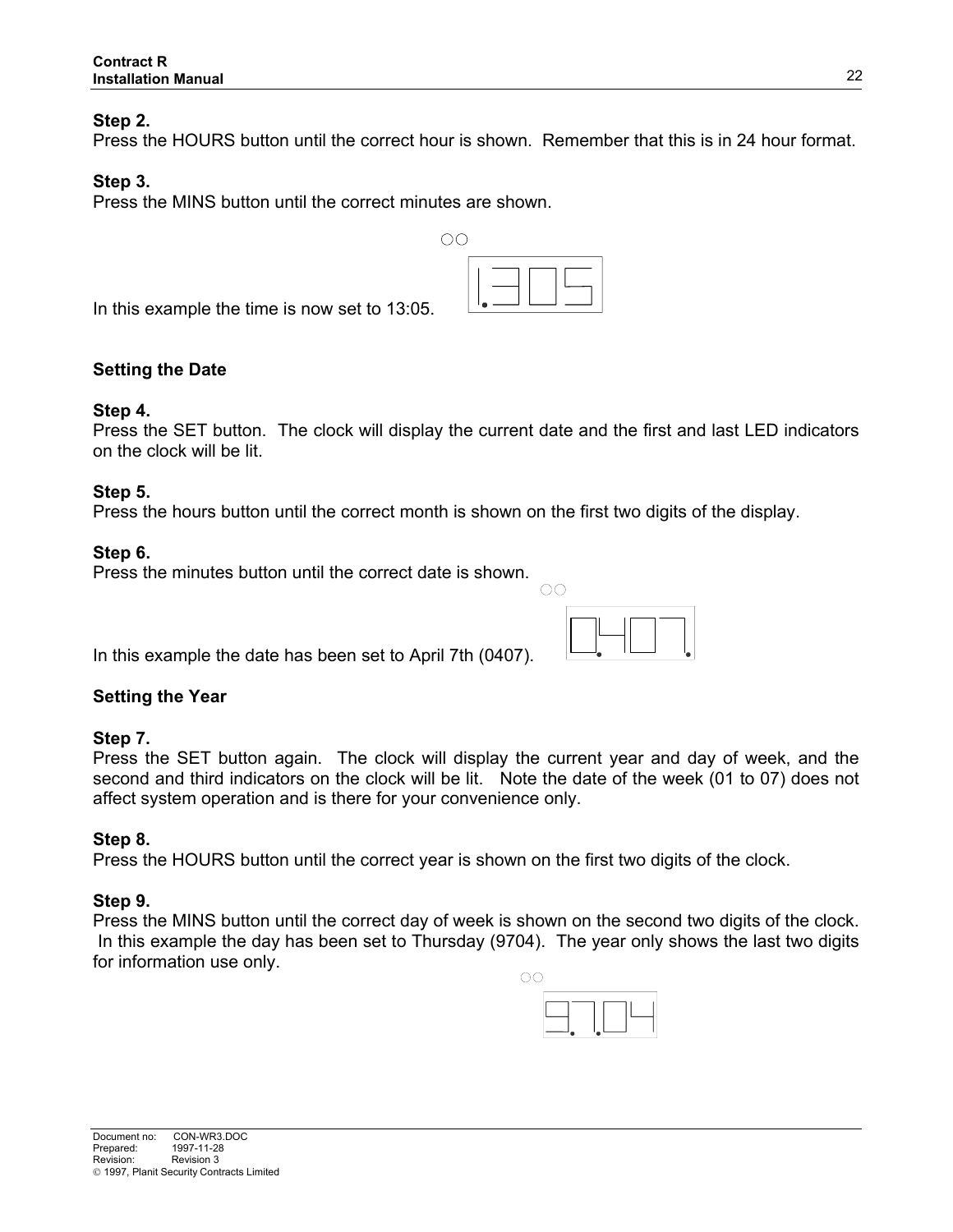**Step 2.**
Press the HOURS button until the correct hour is shown. Remember that this is in 24 hour format.

**Step 3.**
Press the MINS button until the correct minutes are shown.

In this example the time is now set to 13:05.

**Setting the Date**

**Step 4.**
Press the SET button. The clock will display the current date and the first and last LED indicators on the clock will be lit.

**Step 5.**
Press the hours button until the correct month is shown on the first two digits of the display.

**Step 6.**
Press the minutes button until the correct date is shown.

In this example the date has been set to April 7th (0407).

**Setting the Year**

**Step 7.**
Press the SET button again. The clock will display the current year and day of week, and the second and third indicators on the clock will be lit. Note the date of the week (01 to 07) does not affect system operation and is there for your convenience only.

**Step 8.**
Press the HOURS button until the correct year is shown on the first two digits of the clock.

**Step 9.**
Press the MINS button until the correct day of week is shown on the second two digits of the clock. In this example the day has been set to Thursday (9704). The year only shows the last two digits for information use only.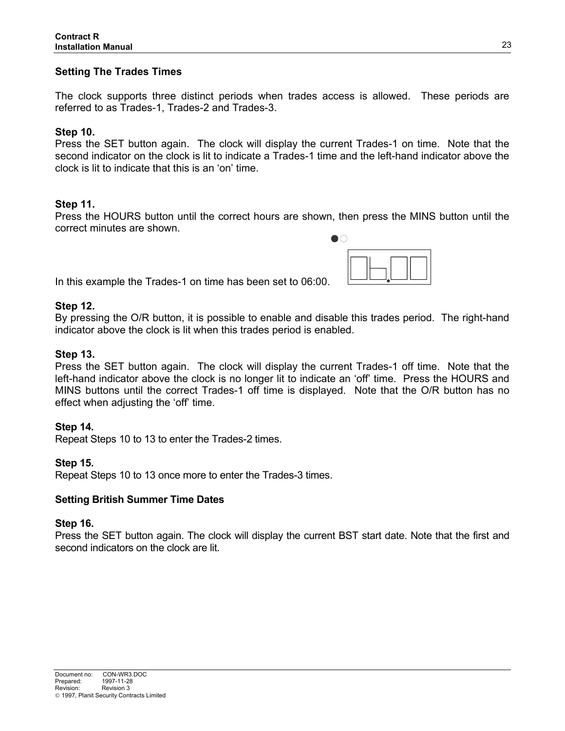## Setting The Trades Times

The clock supports three distinct periods when trades access is allowed. These periods are referred to as Trades-1, Trades-2 and Trades-3.

**Step 10.**
Press the SET button again. The clock will display the current Trades-1 on time. Note that the second indicator on the clock is lit to indicate a Trades-1 time and the left-hand indicator above the clock is lit to indicate that this is an 'on' time.

**Step 11.**
Press the HOURS button until the correct hours are shown, then press the MINS button until the correct minutes are shown.

In this example the Trades-1 on time has been set to 06:00.

**Step 12.**
By pressing the O/R button, it is possible to enable and disable this trades period. The right-hand indicator above the clock is lit when this trades period is enabled.

**Step 13.**
Press the SET button again. The clock will display the current Trades-1 off time. Note that the left-hand indicator above the clock is no longer lit to indicate an 'off' time. Press the HOURS and MINS buttons until the correct Trades-1 off time is displayed. Note that the O/R button has no effect when adjusting the 'off' time.

**Step 14.**
Repeat Steps 10 to 13 to enter the Trades-2 times.

**Step 15.**
Repeat Steps 10 to 13 once more to enter the Trades-3 times.

## Setting British Summer Time Dates

**Step 16.**
Press the SET button again. The clock will display the current BST start date. Note that the first and second indicators on the clock are lit.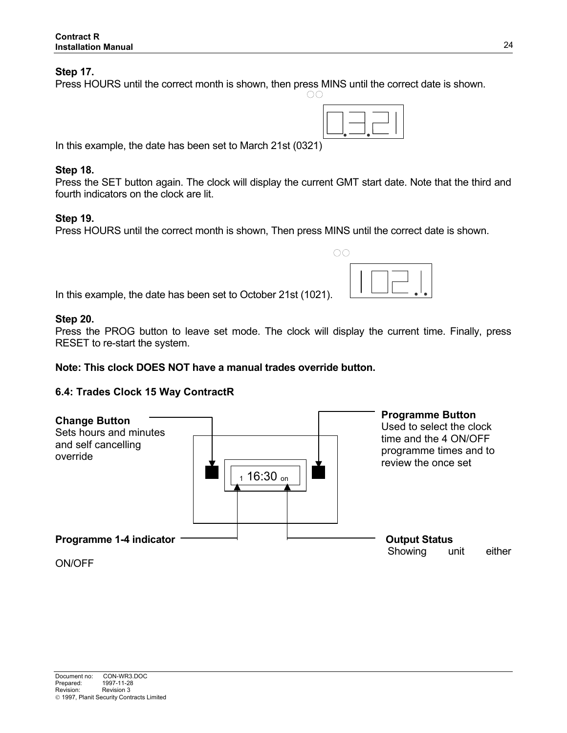**Step 17.**
Press HOURS until the correct month is shown, then press MINS until the correct date is shown.

In this example, the date has been set to March 21st (0321)

**Step 18.**
Press the SET button again. The clock will display the current GMT start date. Note that the third and fourth indicators on the clock are lit.

**Step 19.**
Press HOURS until the correct month is shown, Then press MINS until the correct date is shown.

In this example, the date has been set to October 21st (1021).

**Step 20.**
Press the PROG button to leave set mode. The clock will display the current time. Finally, press RESET to re-start the system.

**Note: This clock DOES NOT have a manual trades override button.**

**6.4: Trades Clock 15 Way ContractR**

**Change Button**
Sets hours and minutes and self cancelling override

**Programme Button**
Used to select the clock time and the 4 ON/OFF programme times and to review the once set

1 16:30 on

**Programme 1-4 indicator**

**Output Status**
Showing unit either ON/OFF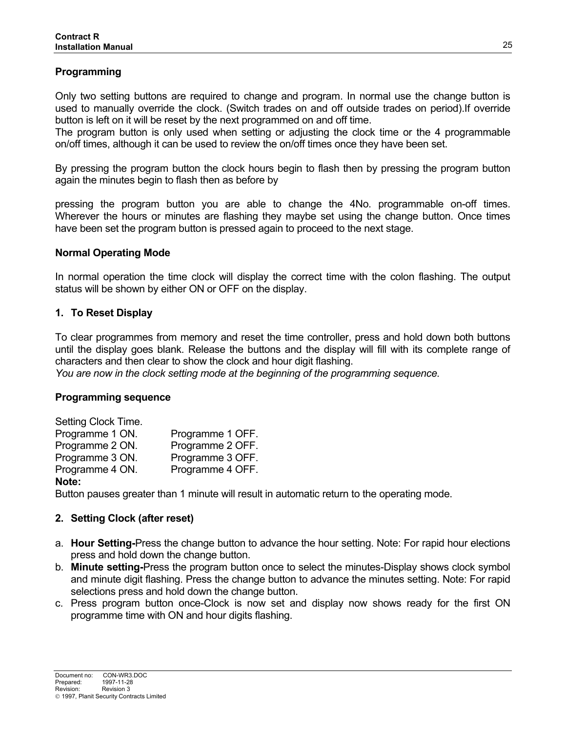### Programming

Only two setting buttons are required to change and program. In normal use the change button is used to manually override the clock. (Switch trades on and off outside trades on period).If override button is left on it will be reset by the next programmed on and off time.
The program button is only used when setting or adjusting the clock time or the 4 programmable on/off times, although it can be used to review the on/off times once they have been set.

By pressing the program button the clock hours begin to flash then by pressing the program button again the minutes begin to flash then as before by

pressing the program button you are able to change the 4No. programmable on-off times. Wherever the hours or minutes are flashing they maybe set using the change button. Once times have been set the program button is pressed again to proceed to the next stage.

### Normal Operating Mode

In normal operation the time clock will display the correct time with the colon flashing. The output status will be shown by either ON or OFF on the display.

### 1. To Reset Display

To clear programmes from memory and reset the time controller, press and hold down both buttons until the display goes blank. Release the buttons and the display will fill with its complete range of characters and then clear to show the clock and hour digit flashing.
*You are now in the clock setting mode at the beginning of the programming sequence.*

### Programming sequence

Setting Clock Time.

| | |
|---|---|
| Programme 1 ON. | Programme 1 OFF. |
| Programme 2 ON. | Programme 2 OFF. |
| Programme 3 ON. | Programme 3 OFF. |
| Programme 4 ON. | Programme 4 OFF. |

**Note:**
Button pauses greater than 1 minute will result in automatic return to the operating mode.

### 2. Setting Clock (after reset)

a. **Hour Setting-**Press the change button to advance the hour setting. Note: For rapid hour elections press and hold down the change button.
b. **Minute setting-**Press the program button once to select the minutes-Display shows clock symbol and minute digit flashing. Press the change button to advance the minutes setting. Note: For rapid selections press and hold down the change button.
c. Press program button once-Clock is now set and display now shows ready for the first ON programme time with ON and hour digits flashing.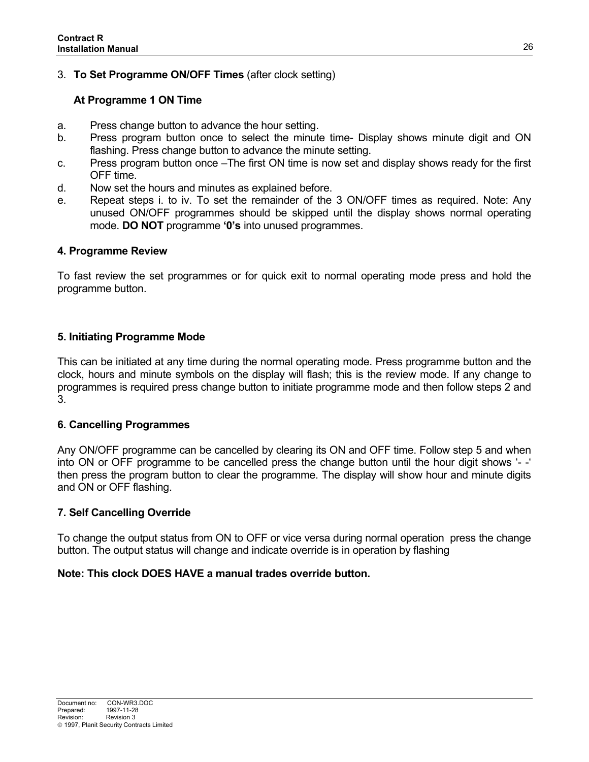3. **To Set Programme ON/OFF Times** (after clock setting)

**At Programme 1 ON Time**

a. Press change button to advance the hour setting.
b. Press program button once to select the minute time- Display shows minute digit and ON flashing. Press change button to advance the minute setting.
c. Press program button once –The first ON time is now set and display shows ready for the first OFF time.
d. Now set the hours and minutes as explained before.
e. Repeat steps i. to iv. To set the remainder of the 3 ON/OFF times as required. Note: Any unused ON/OFF programmes should be skipped until the display shows normal operating mode. **DO NOT** programme **'0's** into unused programmes.

**4. Programme Review**

To fast review the set programmes or for quick exit to normal operating mode press and hold the programme button.

**5. Initiating Programme Mode**

This can be initiated at any time during the normal operating mode. Press programme button and the clock, hours and minute symbols on the display will flash; this is the review mode. If any change to programmes is required press change button to initiate programme mode and then follow steps 2 and 3.

**6. Cancelling Programmes**

Any ON/OFF programme can be cancelled by clearing its ON and OFF time. Follow step 5 and when into ON or OFF programme to be cancelled press the change button until the hour digit shows '- -' then press the program button to clear the programme. The display will show hour and minute digits and ON or OFF flashing.

**7. Self Cancelling Override**

To change the output status from ON to OFF or vice versa during normal operation press the change button. The output status will change and indicate override is in operation by flashing

**Note: This clock DOES HAVE a manual trades override button.**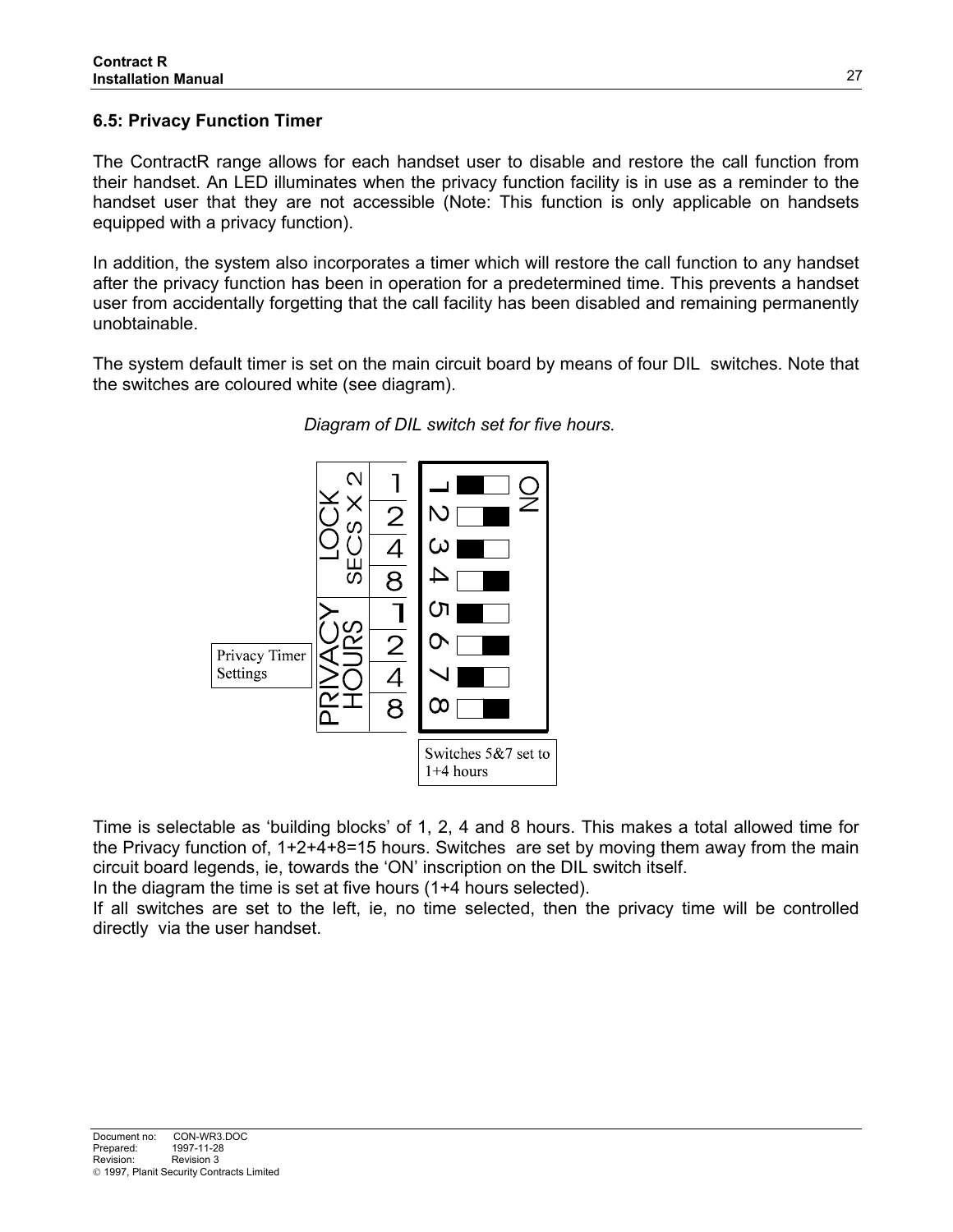## 6.5: Privacy Function Timer

The ContractR range allows for each handset user to disable and restore the call function from their handset. An LED illuminates when the privacy function facility is in use as a reminder to the handset user that they are not accessible (Note: This function is only applicable on handsets equipped with a privacy function).

In addition, the system also incorporates a timer which will restore the call function to any handset after the privacy function has been in operation for a predetermined time. This prevents a handset user from accidentally forgetting that the call facility has been disabled and remaining permanently unobtainable.

The system default timer is set on the main circuit board by means of four DIL switches. Note that the switches are coloured white (see diagram).

*Diagram of DIL switch set for five hours.*

| Function | Value | Switch |
|---|---|---|
| LOCK SECS X 2 | 1 | 1 |
| | 2 | 2 |
| | 4 | 3 |
| | 8 | 4 |
| PRIVACY HOURS | 1 | 5 |
| | 2 | 6 |
| | 4 | 7 |
| | 8 | 8 |

Privacy Timer Settings

Switches 5&7 set to 1+4 hours

Time is selectable as 'building blocks' of 1, 2, 4 and 8 hours. This makes a total allowed time for the Privacy function of, 1+2+4+8=15 hours. Switches are set by moving them away from the main circuit board legends, ie, towards the 'ON' inscription on the DIL switch itself.

In the diagram the time is set at five hours (1+4 hours selected).

If all switches are set to the left, ie, no time selected, then the privacy time will be controlled directly via the user handset.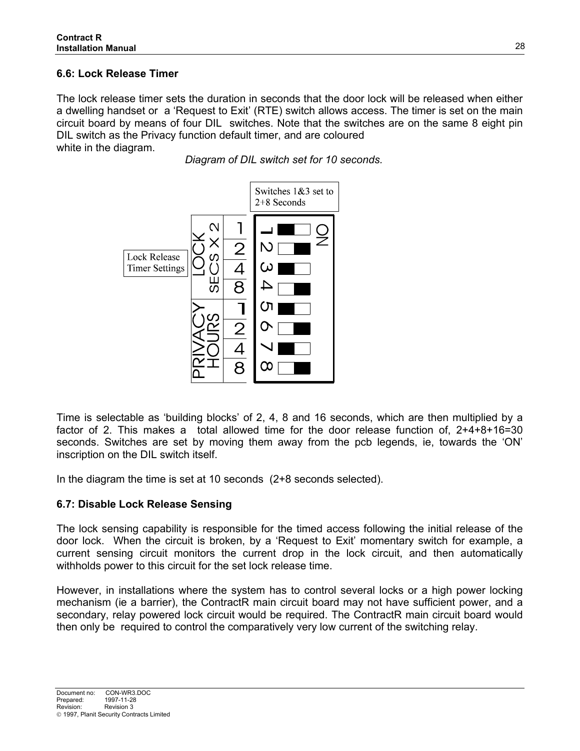## 6.6: Lock Release Timer

The lock release timer sets the duration in seconds that the door lock will be released when either a dwelling handset or a 'Request to Exit' (RTE) switch allows access. The timer is set on the main circuit board by means of four DIL switches. Note that the switches are on the same 8 eight pin DIL switch as the Privacy function default timer, and are coloured white in the diagram.

*Diagram of DIL switch set for 10 seconds.*

Switches 1&3 set to 2+8 Seconds

Lock Release Timer Settings

| | | Switch | |
|---|---|---|---|
| LOCK SECS X 2 | 1 | 1 | ON |
| | 2 | 2 | |
| | 4 | 3 | |
| | 8 | 4 | |
| PRIVACY HOURS | 1 | 5 | |
| | 2 | 6 | |
| | 4 | 7 | |
| | 8 | 8 | |

Time is selectable as 'building blocks' of 2, 4, 8 and 16 seconds, which are then multiplied by a factor of 2. This makes a total allowed time for the door release function of, 2+4+8+16=30 seconds. Switches are set by moving them away from the pcb legends, ie, towards the 'ON' inscription on the DIL switch itself.

In the diagram the time is set at 10 seconds (2+8 seconds selected).

## 6.7: Disable Lock Release Sensing

The lock sensing capability is responsible for the timed access following the initial release of the door lock. When the circuit is broken, by a 'Request to Exit' momentary switch for example, a current sensing circuit monitors the current drop in the lock circuit, and then automatically withholds power to this circuit for the set lock release time.

However, in installations where the system has to control several locks or a high power locking mechanism (ie a barrier), the ContractR main circuit board may not have sufficient power, and a secondary, relay powered lock circuit would be required. The ContractR main circuit board would then only be required to control the comparatively very low current of the switching relay.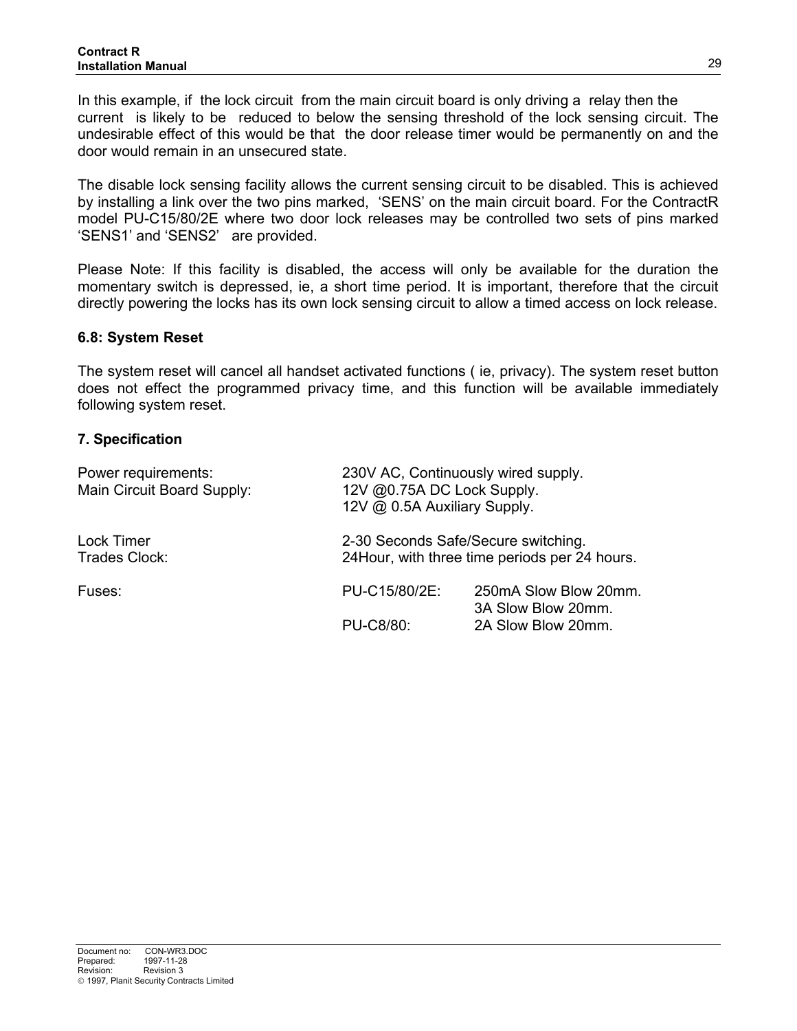In this example, if the lock circuit from the main circuit board is only driving a relay then the current is likely to be reduced to below the sensing threshold of the lock sensing circuit. The undesirable effect of this would be that the door release timer would be permanently on and the door would remain in an unsecured state.

The disable lock sensing facility allows the current sensing circuit to be disabled. This is achieved by installing a link over the two pins marked, 'SENS' on the main circuit board. For the ContractR model PU-C15/80/2E where two door lock releases may be controlled two sets of pins marked 'SENS1' and 'SENS2' are provided.

Please Note: If this facility is disabled, the access will only be available for the duration the momentary switch is depressed, ie, a short time period. It is important, therefore that the circuit directly powering the locks has its own lock sensing circuit to allow a timed access on lock release.

### 6.8: System Reset

The system reset will cancel all handset activated functions ( ie, privacy). The system reset button does not effect the programmed privacy time, and this function will be available immediately following system reset.

## 7. Specification

| | | |
|---|---|---|
| Power requirements: | 230V AC, Continuously wired supply. | |
| Main Circuit Board Supply: | 12V @0.75A DC Lock Supply. | |
| | 12V @ 0.5A Auxiliary Supply. | |
| Lock Timer | 2-30 Seconds Safe/Secure switching. | |
| Trades Clock: | 24Hour, with three time periods per 24 hours. | |
| Fuses: | PU-C15/80/2E: | 250mA Slow Blow 20mm. |
| | | 3A Slow Blow 20mm. |
| | PU-C8/80: | 2A Slow Blow 20mm. |

Document no: CON-WR3.DOC
Prepared: 1997-11-28
Revision: Revision 3
© 1997, Planit Security Contracts Limited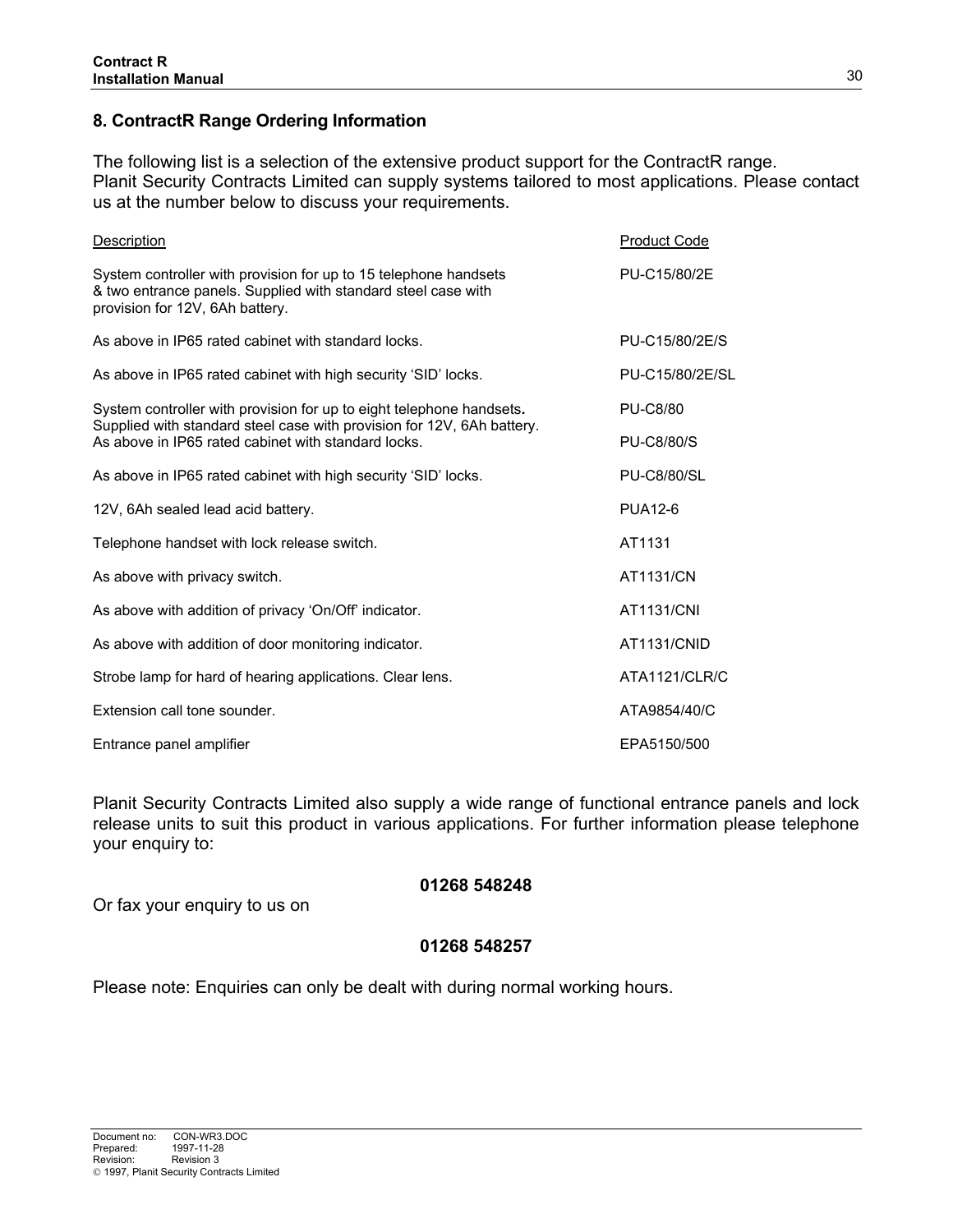## 8. ContractR Range Ordering Information

The following list is a selection of the extensive product support for the ContractR range. Planit Security Contracts Limited can supply systems tailored to most applications. Please contact us at the number below to discuss your requirements.

| Description | Product Code |
|---|---|
| System controller with provision for up to 15 telephone handsets & two entrance panels. Supplied with standard steel case with provision for 12V, 6Ah battery. | PU-C15/80/2E |
| As above in IP65 rated cabinet with standard locks. | PU-C15/80/2E/S |
| As above in IP65 rated cabinet with high security 'SID' locks. | PU-C15/80/2E/SL |
| System controller with provision for up to eight telephone handsets. Supplied with standard steel case with provision for 12V, 6Ah battery. | PU-C8/80 |
| As above in IP65 rated cabinet with standard locks. | PU-C8/80/S |
| As above in IP65 rated cabinet with high security 'SID' locks. | PU-C8/80/SL |
| 12V, 6Ah sealed lead acid battery. | PUA12-6 |
| Telephone handset with lock release switch. | AT1131 |
| As above with privacy switch. | AT1131/CN |
| As above with addition of privacy 'On/Off' indicator. | AT1131/CNI |
| As above with addition of door monitoring indicator. | AT1131/CNID |
| Strobe lamp for hard of hearing applications. Clear lens. | ATA1121/CLR/C |
| Extension call tone sounder. | ATA9854/40/C |
| Entrance panel amplifier | EPA5150/500 |

Planit Security Contracts Limited also supply a wide range of functional entrance panels and lock release units to suit this product in various applications. For further information please telephone your enquiry to:

**01268 548248**

Or fax your enquiry to us on

**01268 548257**

Please note: Enquiries can only be dealt with during normal working hours.

Document no: CON-WR3.DOC
Prepared: 1997-11-28
Revision: Revision 3
© 1997, Planit Security Contracts Limited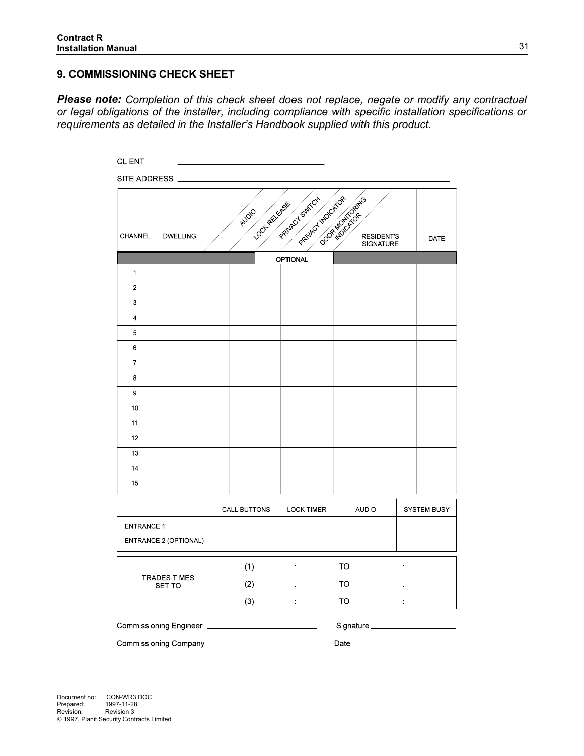## 9. COMMISSIONING CHECK SHEET

***Please note:*** *Completion of this check sheet does not replace, negate or modify any contractual or legal obligations of the installer, including compliance with specific installation specifications or requirements as detailed in the Installer's Handbook supplied with this product.*

CLIENT ______________________________

SITE ADDRESS ______________________________________________________

| CHANNEL | DWELLING | | AUDIO | LOCK RELEASE | PRIVACY SWITCH | PRIVACY INDICATOR | DOOR MONITORING INDICATOR | RESIDENT'S SIGNATURE | DATE |
|---|---|---|---|---|---|---|---|---|---|
| | | | | OPTIONAL | | | | | |
| 1 | | | | | | | | | |
| 2 | | | | | | | | | |
| 3 | | | | | | | | | |
| 4 | | | | | | | | | |
| 5 | | | | | | | | | |
| 6 | | | | | | | | | |
| 7 | | | | | | | | | |
| 8 | | | | | | | | | |
| 9 | | | | | | | | | |
| 10 | | | | | | | | | |
| 11 | | | | | | | | | |
| 12 | | | | | | | | | |
| 13 | | | | | | | | | |
| 14 | | | | | | | | | |
| 15 | | | | | | | | | |

| | CALL BUTTONS | LOCK TIMER | AUDIO | SYSTEM BUSY |
|---|---|---|---|---|
| ENTRANCE 1 | | | | |
| ENTRANCE 2 (OPTIONAL) | | | | |

| TRADES TIMES SET TO | | | | |
|---|---|---|---|---|
| | (1) | : | TO | : |
| | (2) | : | TO | : |
| | (3) | : | TO | : |

Commissioning Engineer ______________________ Signature ____________________

Commissioning Company ______________________ Date ____________________

Document no: CON-WR3.DOC
Prepared: 1997-11-28
Revision: Revision 3
© 1997, Planit Security Contracts Limited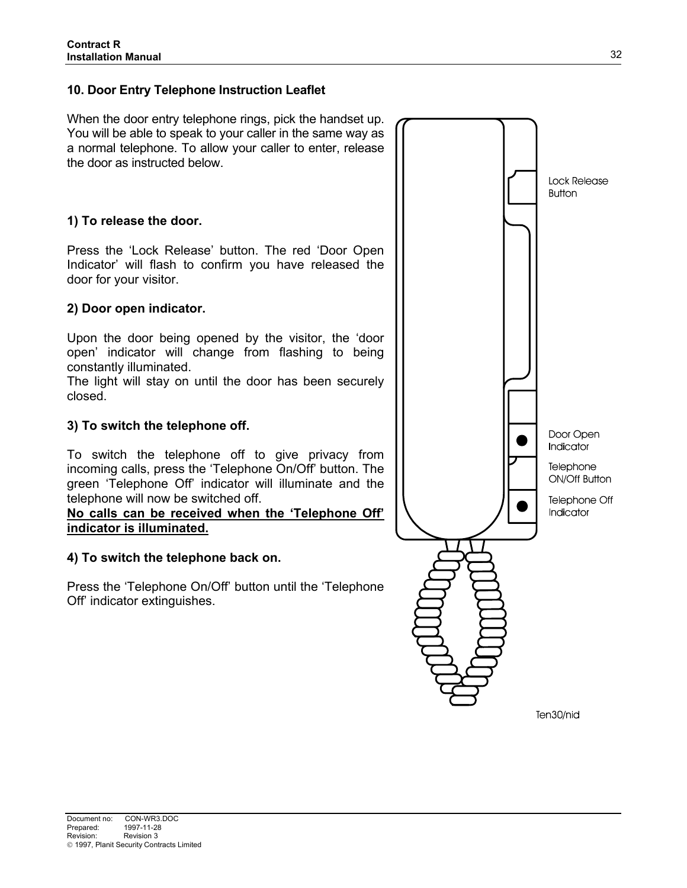## 10. Door Entry Telephone Instruction Leaflet

When the door entry telephone rings, pick the handset up. You will be able to speak to your caller in the same way as a normal telephone. To allow your caller to enter, release the door as instructed below.

### 1) To release the door.

Press the 'Lock Release' button. The red 'Door Open Indicator' will flash to confirm you have released the door for your visitor.

### 2) Door open indicator.

Upon the door being opened by the visitor, the 'door open' indicator will change from flashing to being constantly illuminated.
The light will stay on until the door has been securely closed.

### 3) To switch the telephone off.

To switch the telephone off to give privacy from incoming calls, press the 'Telephone On/Off' button. The green 'Telephone Off' indicator will illuminate and the telephone will now be switched off.
**No calls can be received when the 'Telephone Off' indicator is illuminated.**

### 4) To switch the telephone back on.

Press the 'Telephone On/Off' button until the 'Telephone Off' indicator extinguishes.

Lock Release Button

Door Open Indicator

Telephone ON/Off Button

Telephone Off Indicator

Ten30/nid

Document no: CON-WR3.DOC
Prepared: 1997-11-28
Revision: Revision 3
© 1997, Planit Security Contracts Limited